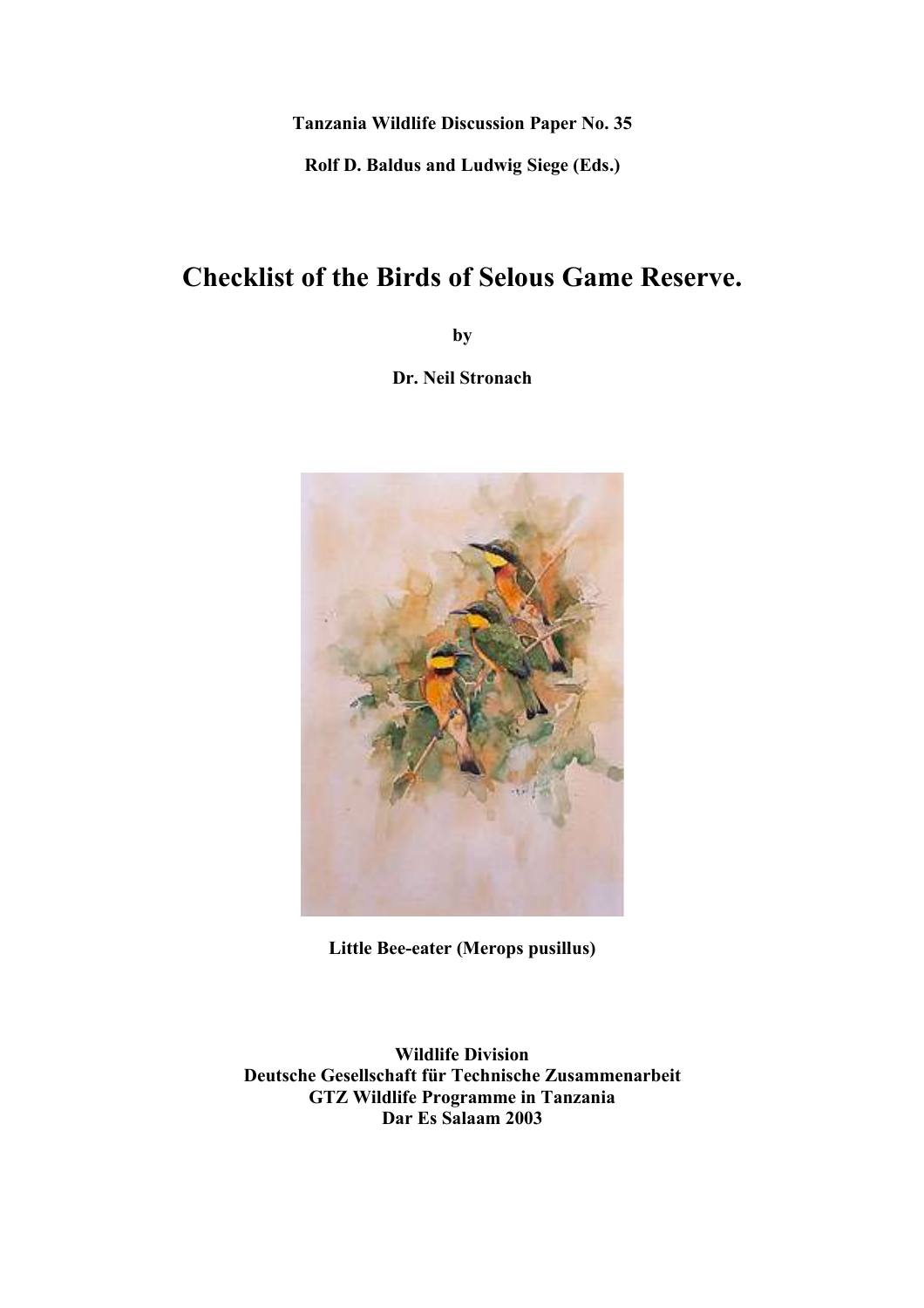**Tanzania Wildlife Discussion Paper No. 35**

**Rolf D. Baldus and Ludwig Siege (Eds.)**

# Checklist of the Birds of Selous Game Reserve.

**by**

**Dr. Neil Stronach**

**Little Bee-eater (Merops pusillus)**

**Wildlife Division**
**Deutsche Gesellschaft für Technische Zusammenarbeit**
**GTZ Wildlife Programme in Tanzania**
**Dar Es Salaam 2003**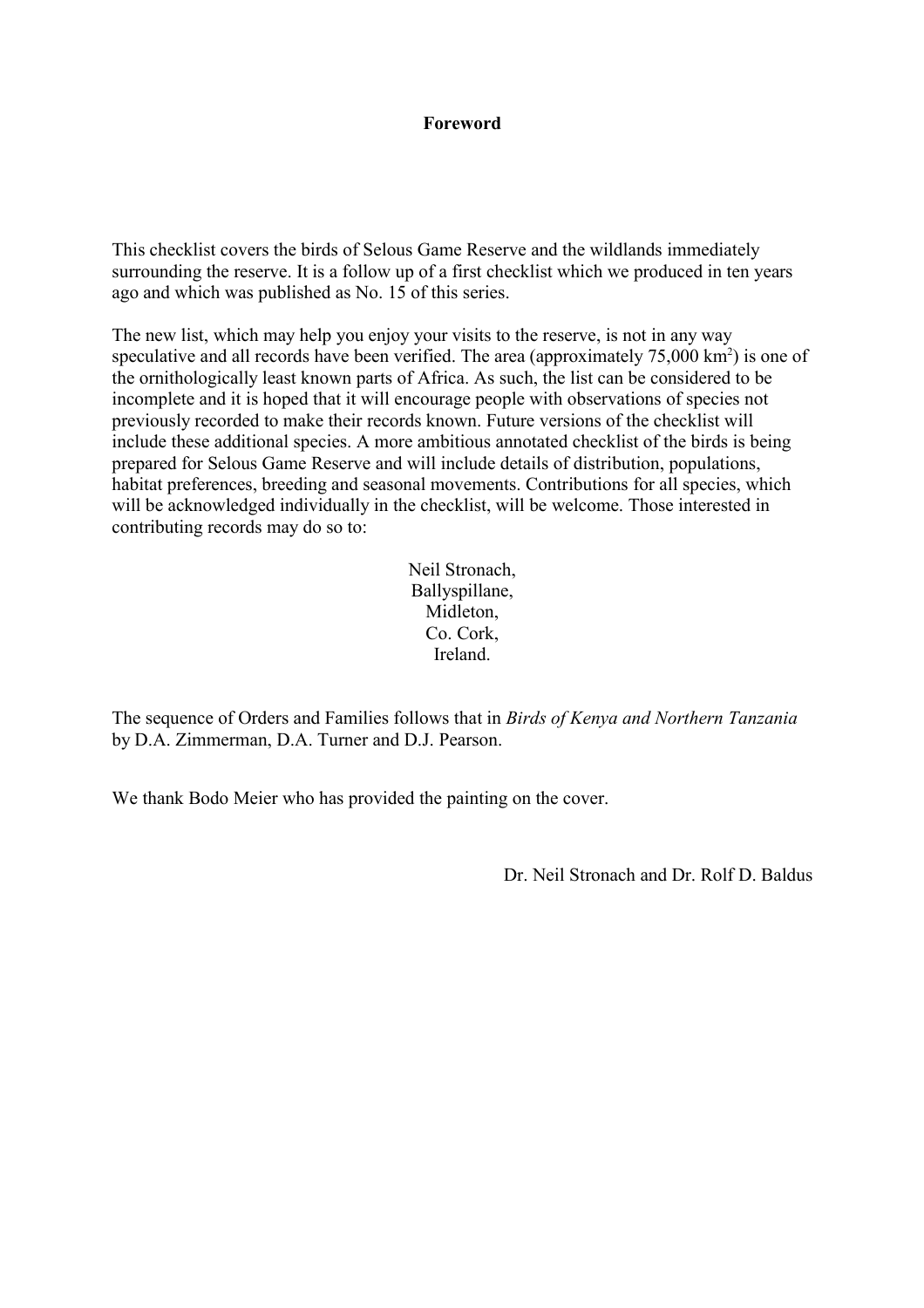# Foreword

This checklist covers the birds of Selous Game Reserve and the wildlands immediately surrounding the reserve. It is a follow up of a first checklist which we produced in ten years ago and which was published as No. 15 of this series.

The new list, which may help you enjoy your visits to the reserve, is not in any way speculative and all records have been verified. The area (approximately 75,000 km$^2$) is one of the ornithologically least known parts of Africa. As such, the list can be considered to be incomplete and it is hoped that it will encourage people with observations of species not previously recorded to make their records known. Future versions of the checklist will include these additional species. A more ambitious annotated checklist of the birds is being prepared for Selous Game Reserve and will include details of distribution, populations, habitat preferences, breeding and seasonal movements. Contributions for all species, which will be acknowledged individually in the checklist, will be welcome. Those interested in contributing records may do so to:

Neil Stronach,
Ballyspillane,
Midleton,
Co. Cork,
Ireland.

The sequence of Orders and Families follows that in *Birds of Kenya and Northern Tanzania* by D.A. Zimmerman, D.A. Turner and D.J. Pearson.

We thank Bodo Meier who has provided the painting on the cover.

Dr. Neil Stronach and Dr. Rolf D. Baldus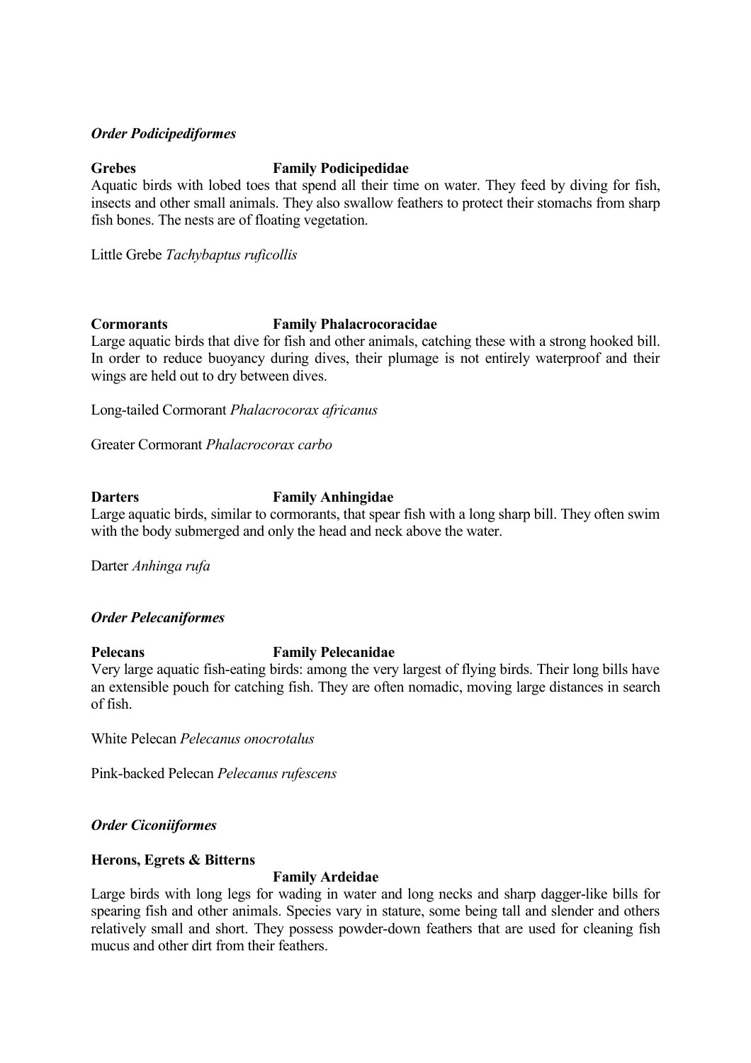***Order Podicipediformes***

**Grebes Family Podicipedidae**

Aquatic birds with lobed toes that spend all their time on water. They feed by diving for fish, insects and other small animals. They also swallow feathers to protect their stomachs from sharp fish bones. The nests are of floating vegetation.

Little Grebe *Tachybaptus ruficollis*

**Cormorants Family Phalacrocoracidae**

Large aquatic birds that dive for fish and other animals, catching these with a strong hooked bill. In order to reduce buoyancy during dives, their plumage is not entirely waterproof and their wings are held out to dry between dives.

Long-tailed Cormorant *Phalacrocorax africanus*

Greater Cormorant *Phalacrocorax carbo*

**Darters Family Anhingidae**

Large aquatic birds, similar to cormorants, that spear fish with a long sharp bill. They often swim with the body submerged and only the head and neck above the water.

Darter *Anhinga rufa*

***Order Pelecaniformes***

**Pelecans Family Pelecanidae**

Very large aquatic fish-eating birds: among the very largest of flying birds. Their long bills have an extensible pouch for catching fish. They are often nomadic, moving large distances in search of fish.

White Pelecan *Pelecanus onocrotalus*

Pink-backed Pelecan *Pelecanus rufescens*

***Order Ciconiiformes***

**Herons, Egrets & Bitterns**

**Family Ardeidae**

Large birds with long legs for wading in water and long necks and sharp dagger-like bills for spearing fish and other animals. Species vary in stature, some being tall and slender and others relatively small and short. They possess powder-down feathers that are used for cleaning fish mucus and other dirt from their feathers.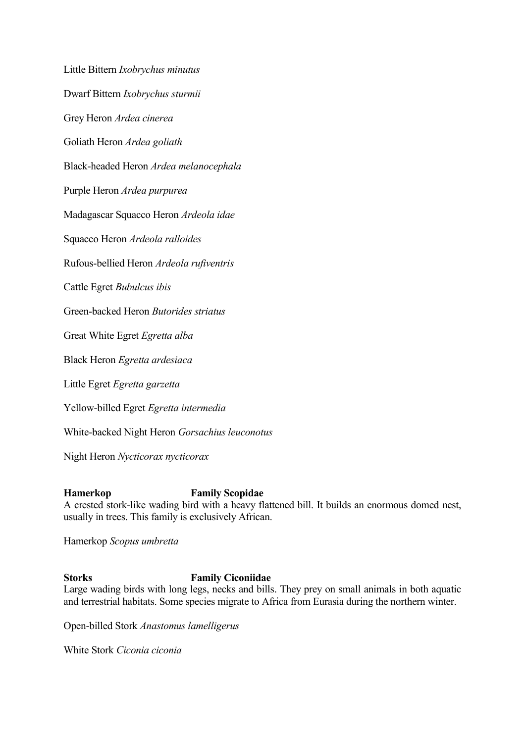Little Bittern *Ixobrychus minutus*

Dwarf Bittern *Ixobrychus sturmii*

Grey Heron *Ardea cinerea*

Goliath Heron *Ardea goliath*

Black-headed Heron *Ardea melanocephala*

Purple Heron *Ardea purpurea*

Madagascar Squacco Heron *Ardeola idae*

Squacco Heron *Ardeola ralloides*

Rufous-bellied Heron *Ardeola rufiventris*

Cattle Egret *Bubulcus ibis*

Green-backed Heron *Butorides striatus*

Great White Egret *Egretta alba*

Black Heron *Egretta ardesiaca*

Little Egret *Egretta garzetta*

Yellow-billed Egret *Egretta intermedia*

White-backed Night Heron *Gorsachius leuconotus*

Night Heron *Nycticorax nycticorax*

**Hamerkop** **Family Scopidae**

A crested stork-like wading bird with a heavy flattened bill. It builds an enormous domed nest, usually in trees. This family is exclusively African.

Hamerkop *Scopus umbretta*

**Storks** **Family Ciconiidae**

Large wading birds with long legs, necks and bills. They prey on small animals in both aquatic and terrestrial habitats. Some species migrate to Africa from Eurasia during the northern winter.

Open-billed Stork *Anastomus lamelligerus*

White Stork *Ciconia ciconia*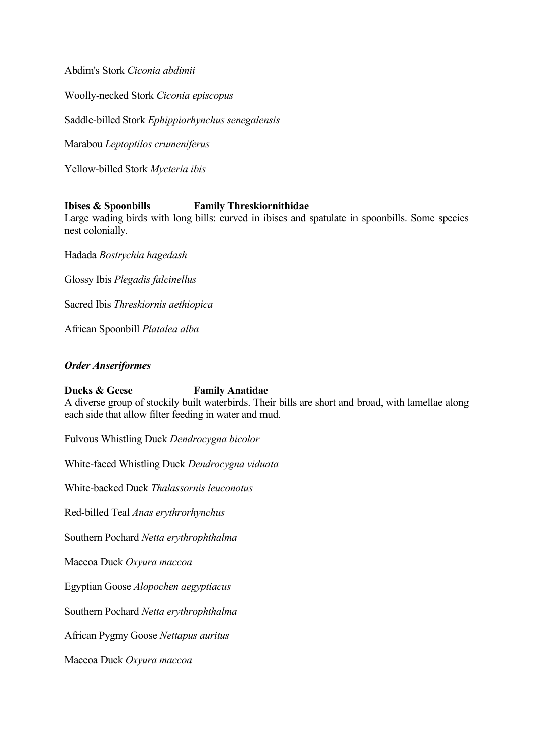Abdim's Stork *Ciconia abdimii*

Woolly-necked Stork *Ciconia episcopus*

Saddle-billed Stork *Ephippiorhynchus senegalensis*

Marabou *Leptoptilos crumeniferus*

Yellow-billed Stork *Mycteria ibis*

**Ibises & Spoonbills Family Threskiornithidae**

Large wading birds with long bills: curved in ibises and spatulate in spoonbills. Some species nest colonially.

Hadada *Bostrychia hagedash*

Glossy Ibis *Plegadis falcinellus*

Sacred Ibis *Threskiornis aethiopica*

African Spoonbill *Platalea alba*

***Order Anseriformes***

**Ducks & Geese Family Anatidae**

A diverse group of stockily built waterbirds. Their bills are short and broad, with lamellae along each side that allow filter feeding in water and mud.

Fulvous Whistling Duck *Dendrocygna bicolor*

White-faced Whistling Duck *Dendrocygna viduata*

White-backed Duck *Thalassornis leuconotus*

Red-billed Teal *Anas erythrorhynchus*

Southern Pochard *Netta erythrophthalma*

Maccoa Duck *Oxyura maccoa*

Egyptian Goose *Alopochen aegyptiacus*

Southern Pochard *Netta erythrophthalma*

African Pygmy Goose *Nettapus auritus*

Maccoa Duck *Oxyura maccoa*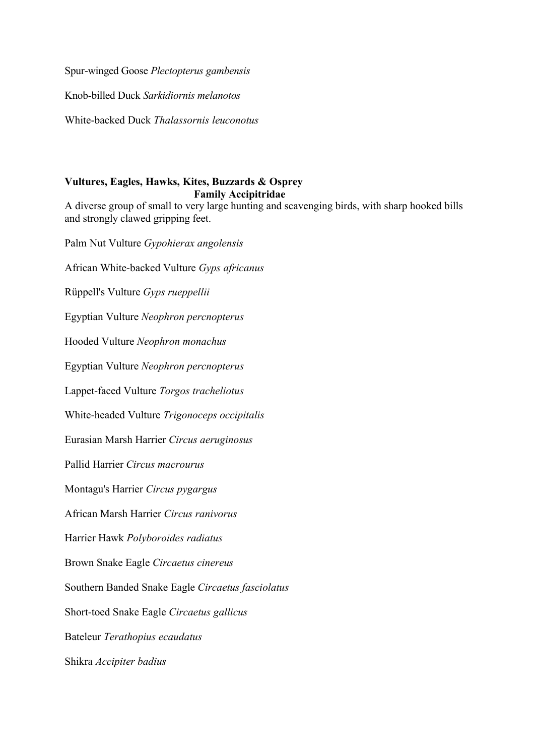Spur-winged Goose *Plectopterus gambensis*

Knob-billed Duck *Sarkidiornis melanotos*

White-backed Duck *Thalassornis leuconotus*

**Vultures, Eagles, Hawks, Kites, Buzzards & Osprey**
**Family Accipitridae**

A diverse group of small to very large hunting and scavenging birds, with sharp hooked bills and strongly clawed gripping feet.

Palm Nut Vulture *Gypohierax angolensis*

African White-backed Vulture *Gyps africanus*

Rüppell's Vulture *Gyps rueppellii*

Egyptian Vulture *Neophron percnopterus*

Hooded Vulture *Neophron monachus*

Egyptian Vulture *Neophron percnopterus*

Lappet-faced Vulture *Torgos tracheliotus*

White-headed Vulture *Trigonoceps occipitalis*

Eurasian Marsh Harrier *Circus aeruginosus*

Pallid Harrier *Circus macrourus*

Montagu's Harrier *Circus pygargus*

African Marsh Harrier *Circus ranivorus*

Harrier Hawk *Polyboroides radiatus*

Brown Snake Eagle *Circaetus cinereus*

Southern Banded Snake Eagle *Circaetus fasciolatus*

Short-toed Snake Eagle *Circaetus gallicus*

Bateleur *Terathopius ecaudatus*

Shikra *Accipiter badius*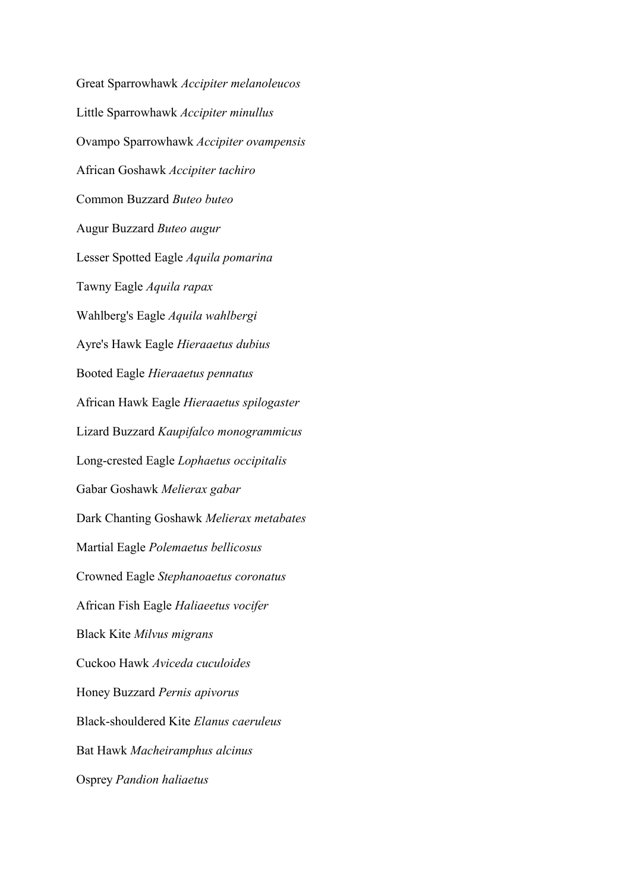Great Sparrowhawk *Accipiter melanoleucos*

Little Sparrowhawk *Accipiter minullus*

Ovampo Sparrowhawk *Accipiter ovampensis*

African Goshawk *Accipiter tachiro*

Common Buzzard *Buteo buteo*

Augur Buzzard *Buteo augur*

Lesser Spotted Eagle *Aquila pomarina*

Tawny Eagle *Aquila rapax*

Wahlberg's Eagle *Aquila wahlbergi*

Ayre's Hawk Eagle *Hieraaetus dubius*

Booted Eagle *Hieraaetus pennatus*

African Hawk Eagle *Hieraaetus spilogaster*

Lizard Buzzard *Kaupifalco monogrammicus*

Long-crested Eagle *Lophaetus occipitalis*

Gabar Goshawk *Melierax gabar*

Dark Chanting Goshawk *Melierax metabates*

Martial Eagle *Polemaetus bellicosus*

Crowned Eagle *Stephanoaetus coronatus*

African Fish Eagle *Haliaeetus vocifer*

Black Kite *Milvus migrans*

Cuckoo Hawk *Aviceda cuculoides*

Honey Buzzard *Pernis apivorus*

Black-shouldered Kite *Elanus caeruleus*

Bat Hawk *Macheiramphus alcinus*

Osprey *Pandion haliaetus*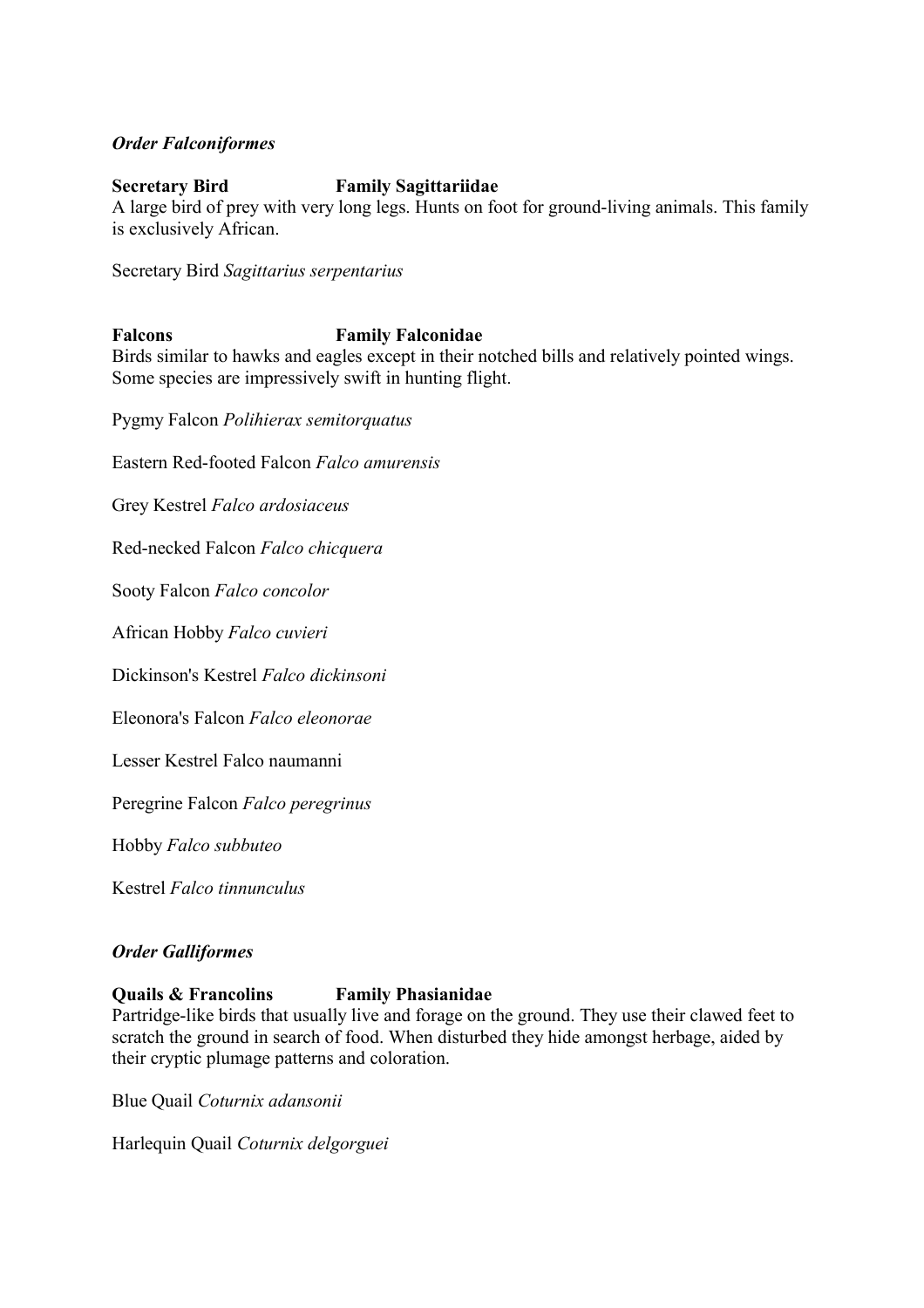### *Order Falconiformes*

**Secretary Bird** **Family Sagittariidae**
A large bird of prey with very long legs. Hunts on foot for ground-living animals. This family is exclusively African.

Secretary Bird *Sagittarius serpentarius*

**Falcons** **Family Falconidae**
Birds similar to hawks and eagles except in their notched bills and relatively pointed wings. Some species are impressively swift in hunting flight.

Pygmy Falcon *Polihierax semitorquatus*

Eastern Red-footed Falcon *Falco amurensis*

Grey Kestrel *Falco ardosiaceus*

Red-necked Falcon *Falco chicquera*

Sooty Falcon *Falco concolor*

African Hobby *Falco cuvieri*

Dickinson's Kestrel *Falco dickinsoni*

Eleonora's Falcon *Falco eleonorae*

Lesser Kestrel Falco naumanni

Peregrine Falcon *Falco peregrinus*

Hobby *Falco subbuteo*

Kestrel *Falco tinnunculus*

### *Order Galliformes*

**Quails & Francolins** **Family Phasianidae**
Partridge-like birds that usually live and forage on the ground. They use their clawed feet to scratch the ground in search of food. When disturbed they hide amongst herbage, aided by their cryptic plumage patterns and coloration.

Blue Quail *Coturnix adansonii*

Harlequin Quail *Coturnix delgorguei*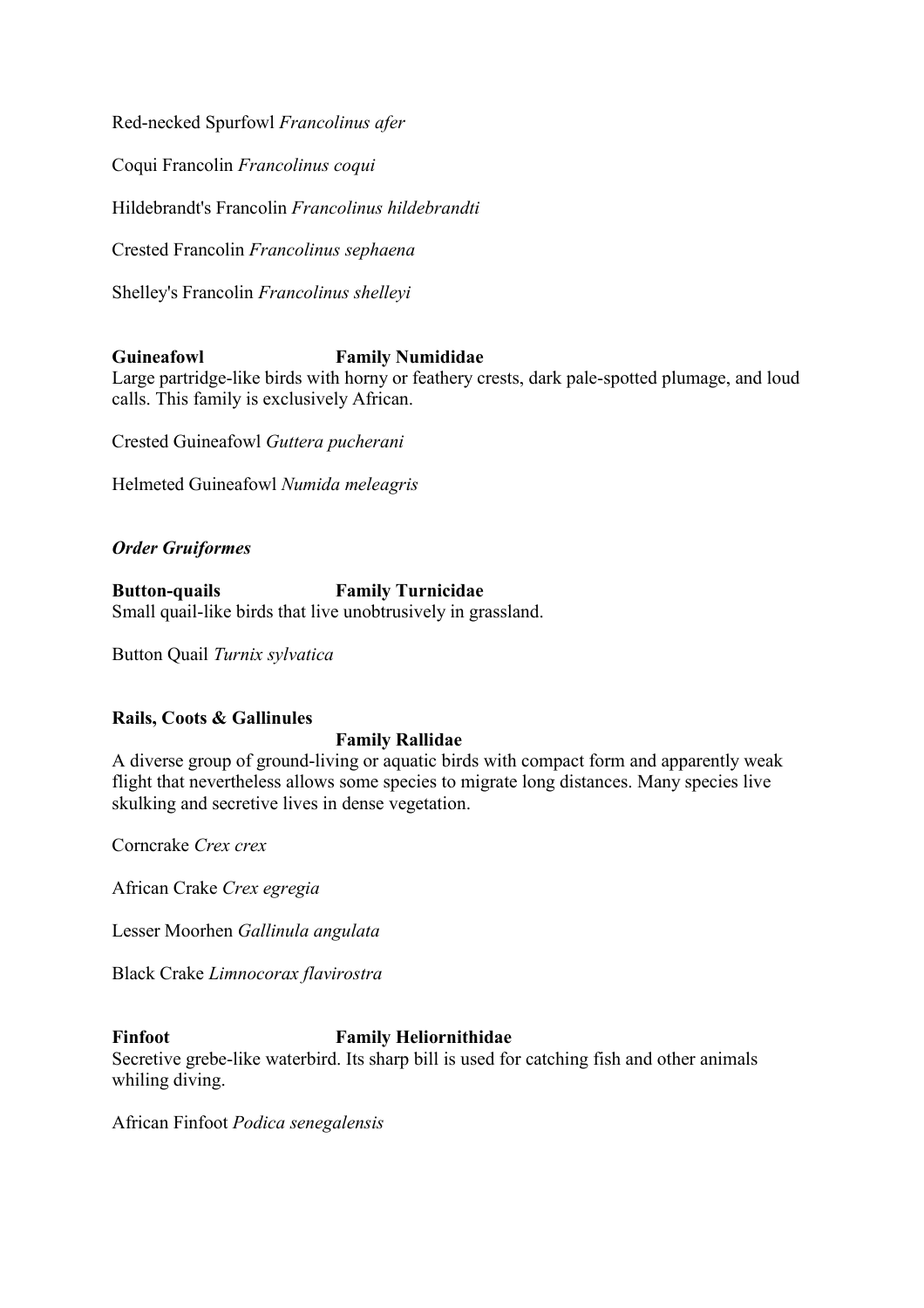Red-necked Spurfowl *Francolinus afer*

Coqui Francolin *Francolinus coqui*

Hildebrandt's Francolin *Francolinus hildebrandti*

Crested Francolin *Francolinus sephaena*

Shelley's Francolin *Francolinus shelleyi*

**Guineafowl Family Numididae**

Large partridge-like birds with horny or feathery crests, dark pale-spotted plumage, and loud calls. This family is exclusively African.

Crested Guineafowl *Guttera pucherani*

Helmeted Guineafowl *Numida meleagris*

***Order Gruiformes***

**Button-quails Family Turnicidae**

Small quail-like birds that live unobtrusively in grassland.

Button Quail *Turnix sylvatica*

**Rails, Coots & Gallinules**

**Family Rallidae**

A diverse group of ground-living or aquatic birds with compact form and apparently weak flight that nevertheless allows some species to migrate long distances. Many species live skulking and secretive lives in dense vegetation.

Corncrake *Crex crex*

African Crake *Crex egregia*

Lesser Moorhen *Gallinula angulata*

Black Crake *Limnocorax flavirostra*

**Finfoot Family Heliornithidae**

Secretive grebe-like waterbird. Its sharp bill is used for catching fish and other animals whiling diving.

African Finfoot *Podica senegalensis*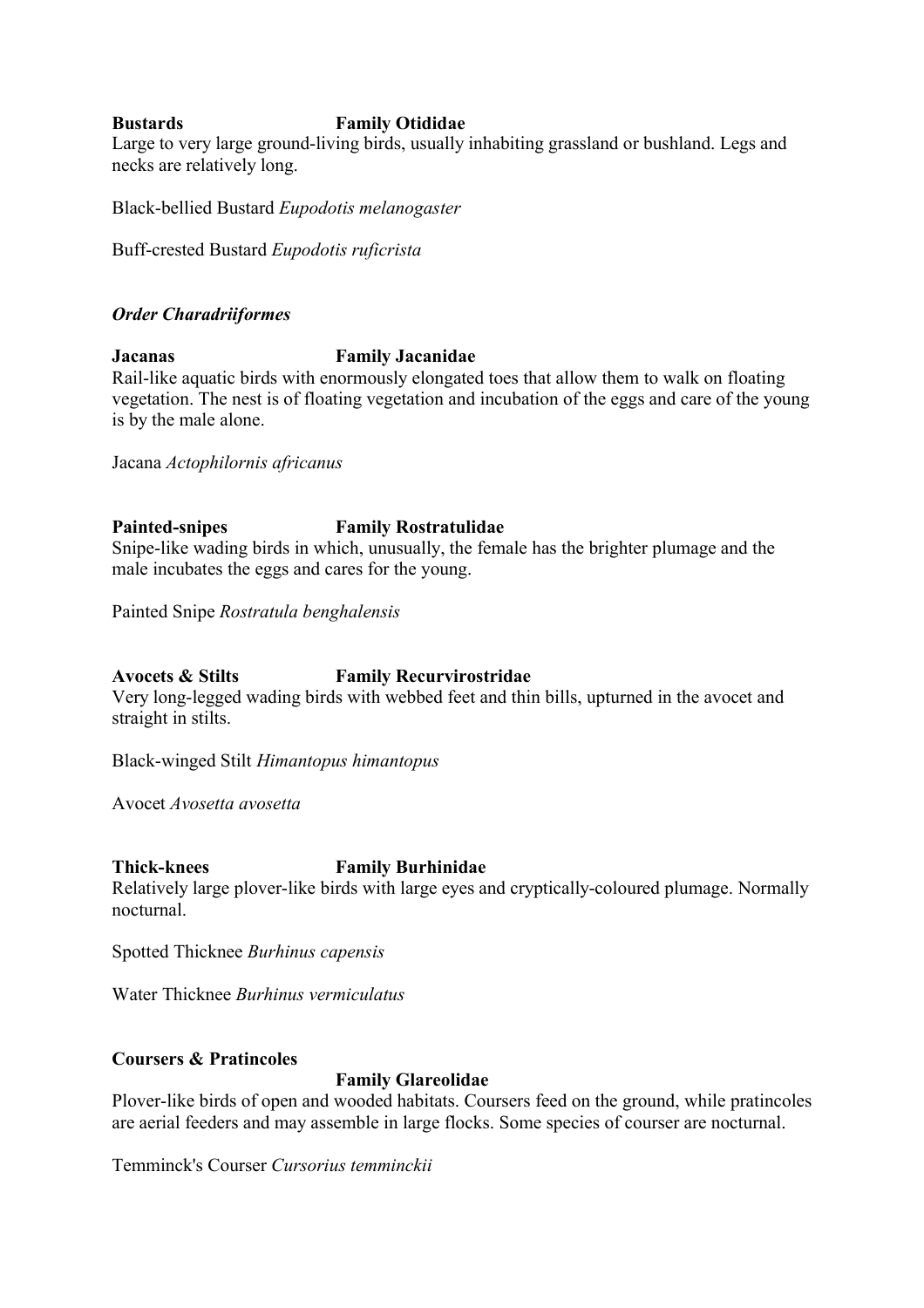**Bustards** **Family Otididae**

Large to very large ground-living birds, usually inhabiting grassland or bushland. Legs and necks are relatively long.

Black-bellied Bustard *Eupodotis melanogaster*

Buff-crested Bustard *Eupodotis ruficrista*

***Order Charadriiformes***

**Jacanas** **Family Jacanidae**

Rail-like aquatic birds with enormously elongated toes that allow them to walk on floating vegetation. The nest is of floating vegetation and incubation of the eggs and care of the young is by the male alone.

Jacana *Actophilornis africanus*

**Painted-snipes** **Family Rostratulidae**

Snipe-like wading birds in which, unusually, the female has the brighter plumage and the male incubates the eggs and cares for the young.

Painted Snipe *Rostratula benghalensis*

**Avocets & Stilts** **Family Recurvirostridae**

Very long-legged wading birds with webbed feet and thin bills, upturned in the avocet and straight in stilts.

Black-winged Stilt *Himantopus himantopus*

Avocet *Avosetta avosetta*

**Thick-knees** **Family Burhinidae**

Relatively large plover-like birds with large eyes and cryptically-coloured plumage. Normally nocturnal.

Spotted Thicknee *Burhinus capensis*

Water Thicknee *Burhinus vermiculatus*

**Coursers & Pratincoles**

**Family Glareolidae**

Plover-like birds of open and wooded habitats. Coursers feed on the ground, while pratincoles are aerial feeders and may assemble in large flocks. Some species of courser are nocturnal.

Temminck's Courser *Cursorius temminckii*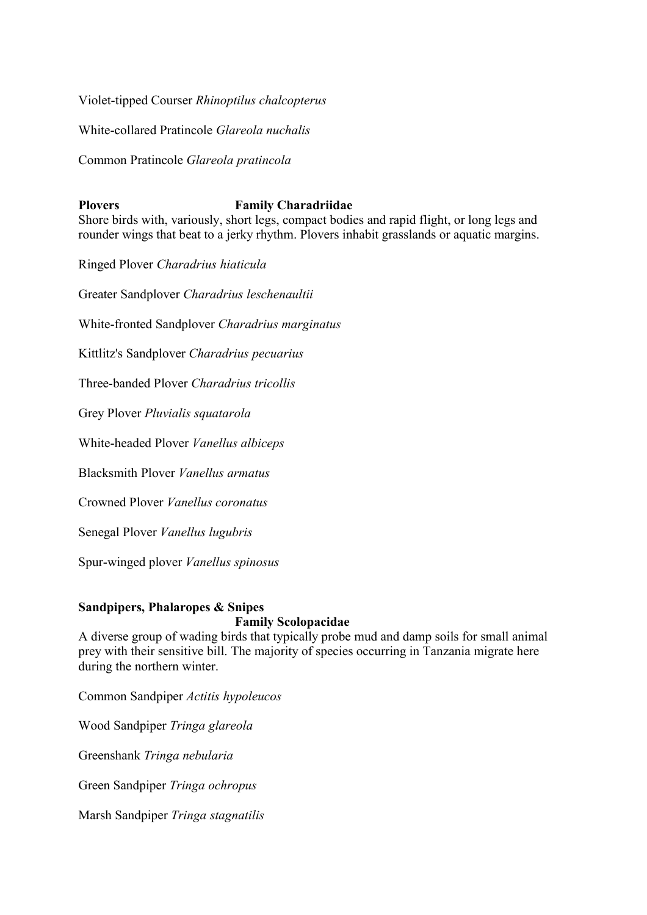Violet-tipped Courser *Rhinoptilus chalcopterus*

White-collared Pratincole *Glareola nuchalis*

Common Pratincole *Glareola pratincola*

**Plovers** **Family Charadriidae**

Shore birds with, variously, short legs, compact bodies and rapid flight, or long legs and rounder wings that beat to a jerky rhythm. Plovers inhabit grasslands or aquatic margins.

Ringed Plover *Charadrius hiaticula*

Greater Sandplover *Charadrius leschenaultii*

White-fronted Sandplover *Charadrius marginatus*

Kittlitz's Sandplover *Charadrius pecuarius*

Three-banded Plover *Charadrius tricollis*

Grey Plover *Pluvialis squatarola*

White-headed Plover *Vanellus albiceps*

Blacksmith Plover *Vanellus armatus*

Crowned Plover *Vanellus coronatus*

Senegal Plover *Vanellus lugubris*

Spur-winged plover *Vanellus spinosus*

**Sandpipers, Phalaropes & Snipes**
**Family Scolopacidae**

A diverse group of wading birds that typically probe mud and damp soils for small animal prey with their sensitive bill. The majority of species occurring in Tanzania migrate here during the northern winter.

Common Sandpiper *Actitis hypoleucos*

Wood Sandpiper *Tringa glareola*

Greenshank *Tringa nebularia*

Green Sandpiper *Tringa ochropus*

Marsh Sandpiper *Tringa stagnatilis*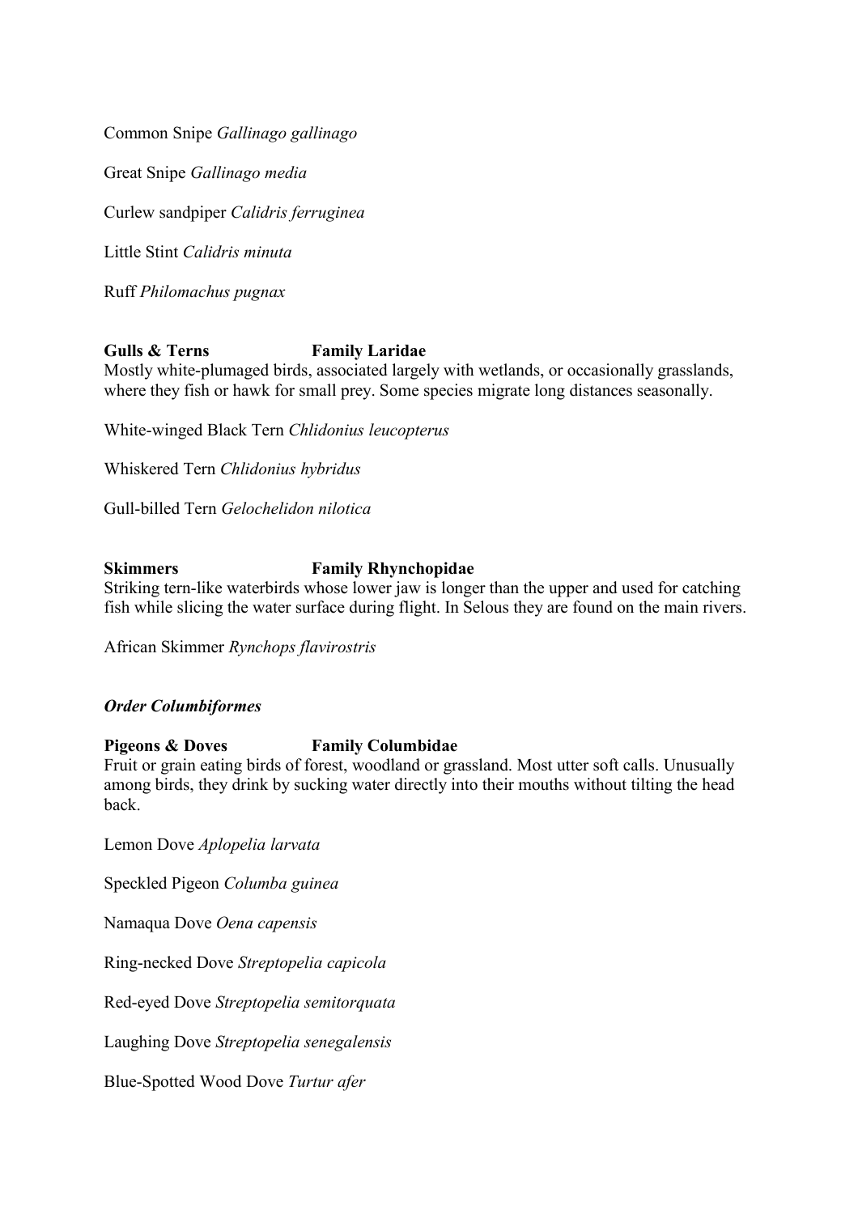Common Snipe *Gallinago gallinago*

Great Snipe *Gallinago media*

Curlew sandpiper *Calidris ferruginea*

Little Stint *Calidris minuta*

Ruff *Philomachus pugnax*

**Gulls & Terns Family Laridae**

Mostly white-plumaged birds, associated largely with wetlands, or occasionally grasslands, where they fish or hawk for small prey. Some species migrate long distances seasonally.

White-winged Black Tern *Chlidonius leucopterus*

Whiskered Tern *Chlidonius hybridus*

Gull-billed Tern *Gelochelidon nilotica*

**Skimmers Family Rhynchopidae**

Striking tern-like waterbirds whose lower jaw is longer than the upper and used for catching fish while slicing the water surface during flight. In Selous they are found on the main rivers.

African Skimmer *Rynchops flavirostris*

***Order Columbiformes***

**Pigeons & Doves Family Columbidae**

Fruit or grain eating birds of forest, woodland or grassland. Most utter soft calls. Unusually among birds, they drink by sucking water directly into their mouths without tilting the head back.

Lemon Dove *Aplopelia larvata*

Speckled Pigeon *Columba guinea*

Namaqua Dove *Oena capensis*

Ring-necked Dove *Streptopelia capicola*

Red-eyed Dove *Streptopelia semitorquata*

Laughing Dove *Streptopelia senegalensis*

Blue-Spotted Wood Dove *Turtur afer*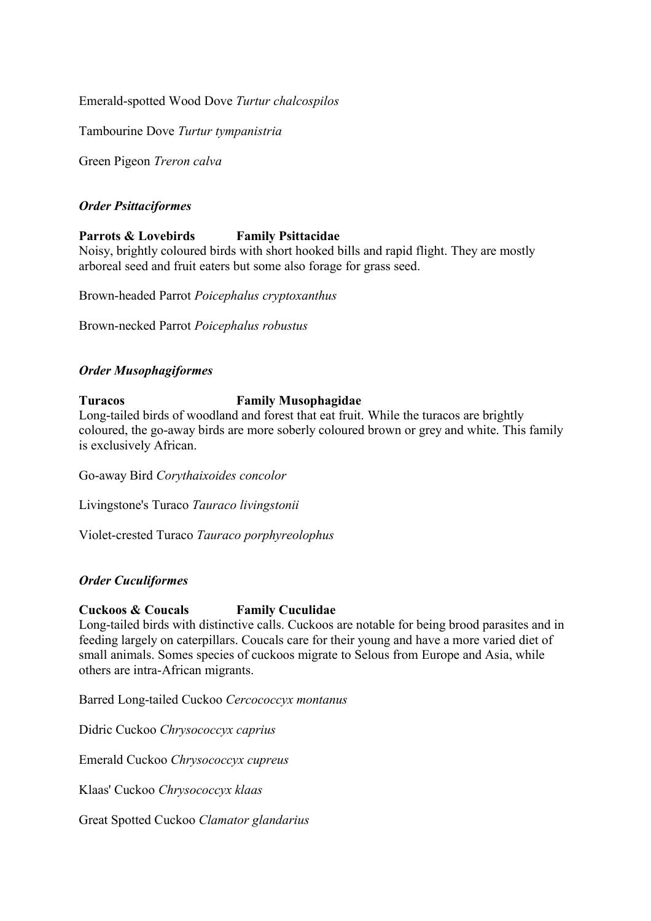Emerald-spotted Wood Dove *Turtur chalcospilos*

Tambourine Dove *Turtur tympanistria*

Green Pigeon *Treron calva*

### *Order Psittaciformes*

**Parrots & Lovebirds Family Psittacidae**

Noisy, brightly coloured birds with short hooked bills and rapid flight. They are mostly arboreal seed and fruit eaters but some also forage for grass seed.

Brown-headed Parrot *Poicephalus cryptoxanthus*

Brown-necked Parrot *Poicephalus robustus*

### *Order Musophagiformes*

**Turacos Family Musophagidae**

Long-tailed birds of woodland and forest that eat fruit. While the turacos are brightly coloured, the go-away birds are more soberly coloured brown or grey and white. This family is exclusively African.

Go-away Bird *Corythaixoides concolor*

Livingstone's Turaco *Tauraco livingstonii*

Violet-crested Turaco *Tauraco porphyreolophus*

### *Order Cuculiformes*

**Cuckoos & Coucals Family Cuculidae**

Long-tailed birds with distinctive calls. Cuckoos are notable for being brood parasites and in feeding largely on caterpillars. Coucals care for their young and have a more varied diet of small animals. Somes species of cuckoos migrate to Selous from Europe and Asia, while others are intra-African migrants.

Barred Long-tailed Cuckoo *Cercococcyx montanus*

Didric Cuckoo *Chrysococcyx caprius*

Emerald Cuckoo *Chrysococcyx cupreus*

Klaas' Cuckoo *Chrysococcyx klaas*

Great Spotted Cuckoo *Clamator glandarius*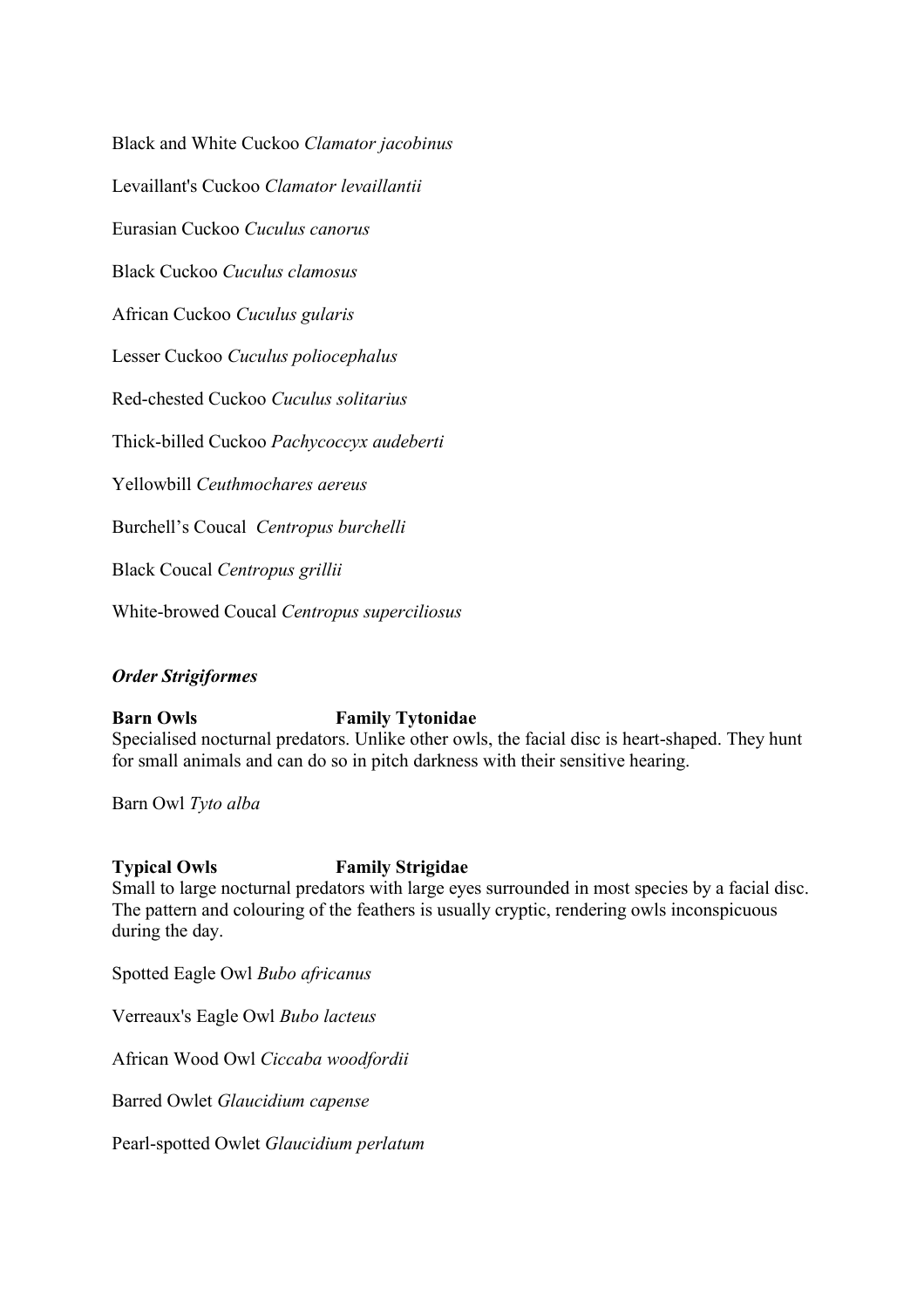Black and White Cuckoo *Clamator jacobinus*

Levaillant's Cuckoo *Clamator levaillantii*

Eurasian Cuckoo *Cuculus canorus*

Black Cuckoo *Cuculus clamosus*

African Cuckoo *Cuculus gularis*

Lesser Cuckoo *Cuculus poliocephalus*

Red-chested Cuckoo *Cuculus solitarius*

Thick-billed Cuckoo *Pachycoccyx audeberti*

Yellowbill *Ceuthmochares aereus*

Burchell's Coucal *Centropus burchelli*

Black Coucal *Centropus grillii*

White-browed Coucal *Centropus superciliosus*

### ***Order Strigiformes***

**Barn Owls Family Tytonidae**

Specialised nocturnal predators. Unlike other owls, the facial disc is heart-shaped. They hunt for small animals and can do so in pitch darkness with their sensitive hearing.

Barn Owl *Tyto alba*

**Typical Owls Family Strigidae**

Small to large nocturnal predators with large eyes surrounded in most species by a facial disc. The pattern and colouring of the feathers is usually cryptic, rendering owls inconspicuous during the day.

Spotted Eagle Owl *Bubo africanus*

Verreaux's Eagle Owl *Bubo lacteus*

African Wood Owl *Ciccaba woodfordii*

Barred Owlet *Glaucidium capense*

Pearl-spotted Owlet *Glaucidium perlatum*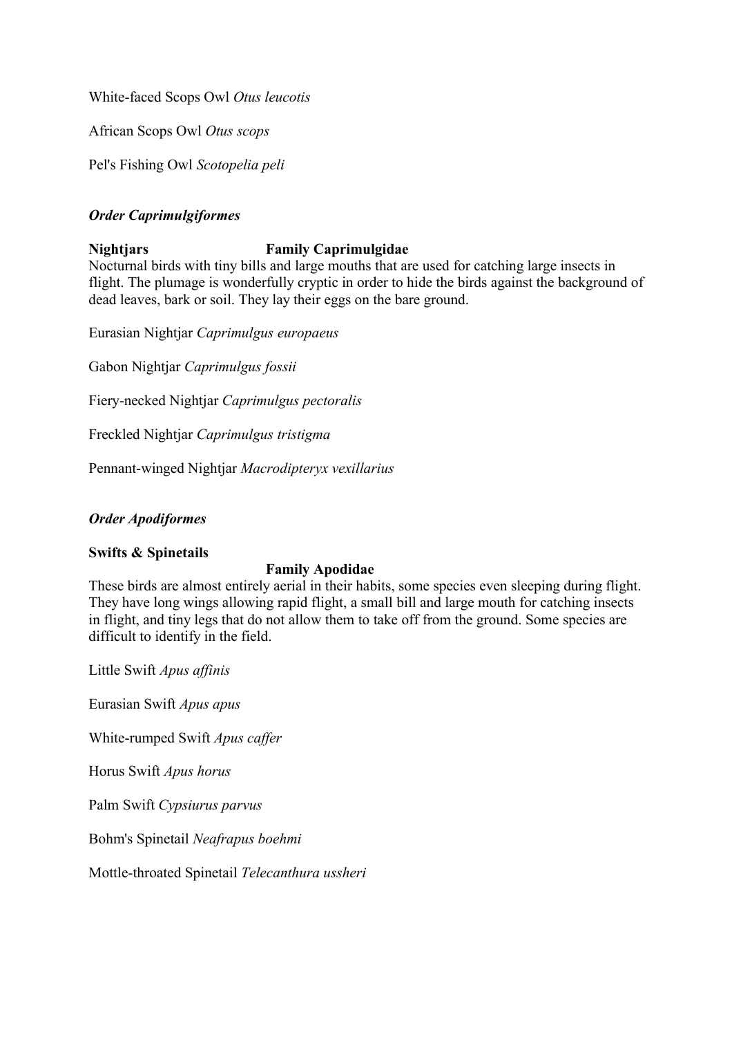White-faced Scops Owl *Otus leucotis*

African Scops Owl *Otus scops*

Pel's Fishing Owl *Scotopelia peli*

### ***Order Caprimulgiformes***

**Nightjars** **Family Caprimulgidae**

Nocturnal birds with tiny bills and large mouths that are used for catching large insects in flight. The plumage is wonderfully cryptic in order to hide the birds against the background of dead leaves, bark or soil. They lay their eggs on the bare ground.

Eurasian Nightjar *Caprimulgus europaeus*

Gabon Nightjar *Caprimulgus fossii*

Fiery-necked Nightjar *Caprimulgus pectoralis*

Freckled Nightjar *Caprimulgus tristigma*

Pennant-winged Nightjar *Macrodipteryx vexillarius*

### ***Order Apodiformes***

**Swifts & Spinetails**

**Family Apodidae**

These birds are almost entirely aerial in their habits, some species even sleeping during flight. They have long wings allowing rapid flight, a small bill and large mouth for catching insects in flight, and tiny legs that do not allow them to take off from the ground. Some species are difficult to identify in the field.

Little Swift *Apus affinis*

Eurasian Swift *Apus apus*

White-rumped Swift *Apus caffer*

Horus Swift *Apus horus*

Palm Swift *Cypsiurus parvus*

Bohm's Spinetail *Neafrapus boehmi*

Mottle-throated Spinetail *Telecanthura ussheri*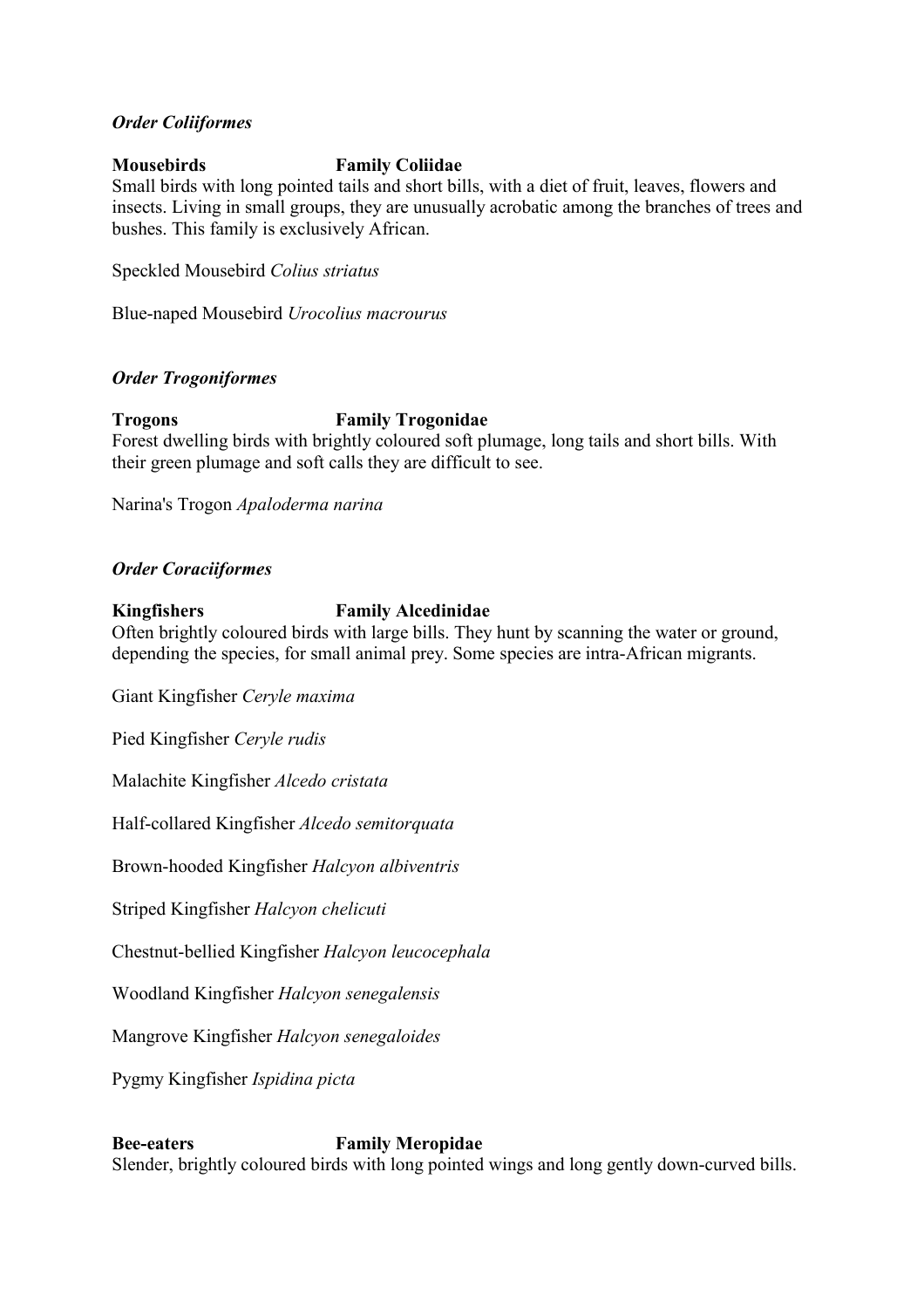### *Order Coliiformes*

**Mousebirds** **Family Coliidae**

Small birds with long pointed tails and short bills, with a diet of fruit, leaves, flowers and insects. Living in small groups, they are unusually acrobatic among the branches of trees and bushes. This family is exclusively African.

Speckled Mousebird *Colius striatus*

Blue-naped Mousebird *Urocolius macrourus*

### *Order Trogoniformes*

**Trogons** **Family Trogonidae**

Forest dwelling birds with brightly coloured soft plumage, long tails and short bills. With their green plumage and soft calls they are difficult to see.

Narina's Trogon *Apaloderma narina*

### *Order Coraciiformes*

**Kingfishers** **Family Alcedinidae**

Often brightly coloured birds with large bills. They hunt by scanning the water or ground, depending the species, for small animal prey. Some species are intra-African migrants.

Giant Kingfisher *Ceryle maxima*

Pied Kingfisher *Ceryle rudis*

Malachite Kingfisher *Alcedo cristata*

Half-collared Kingfisher *Alcedo semitorquata*

Brown-hooded Kingfisher *Halcyon albiventris*

Striped Kingfisher *Halcyon chelicuti*

Chestnut-bellied Kingfisher *Halcyon leucocephala*

Woodland Kingfisher *Halcyon senegalensis*

Mangrove Kingfisher *Halcyon senegaloides*

Pygmy Kingfisher *Ispidina picta*

**Bee-eaters** **Family Meropidae**

Slender, brightly coloured birds with long pointed wings and long gently down-curved bills.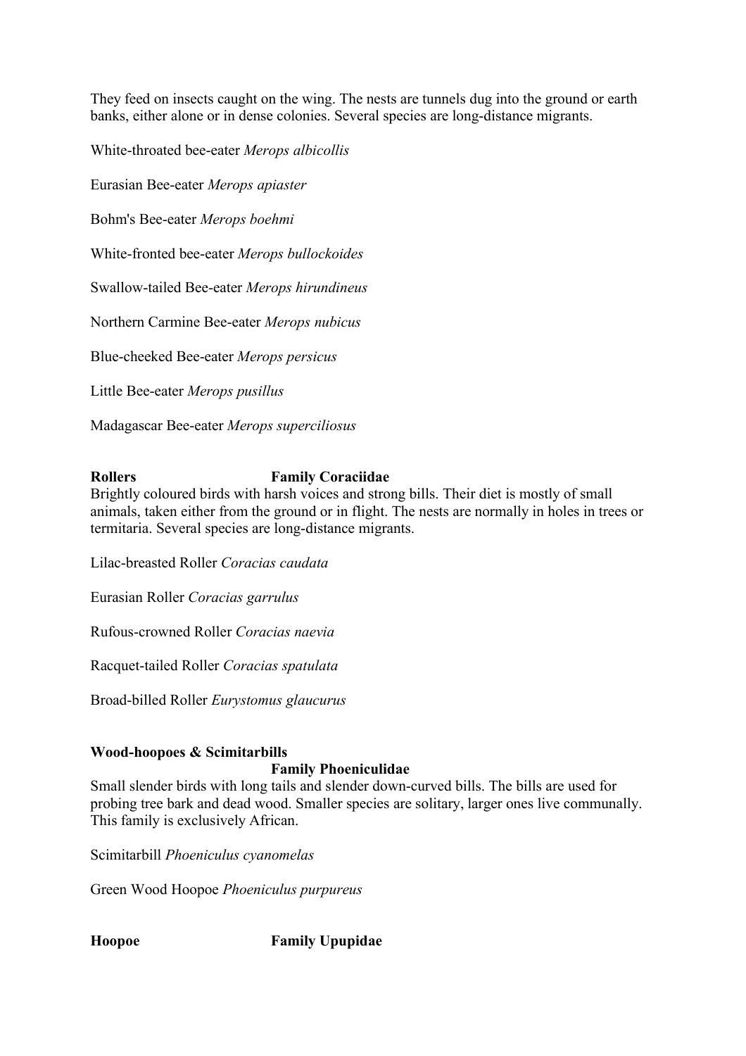They feed on insects caught on the wing. The nests are tunnels dug into the ground or earth banks, either alone or in dense colonies. Several species are long-distance migrants.

White-throated bee-eater *Merops albicollis*

Eurasian Bee-eater *Merops apiaster*

Bohm's Bee-eater *Merops boehmi*

White-fronted bee-eater *Merops bullockoides*

Swallow-tailed Bee-eater *Merops hirundineus*

Northern Carmine Bee-eater *Merops nubicus*

Blue-cheeked Bee-eater *Merops persicus*

Little Bee-eater *Merops pusillus*

Madagascar Bee-eater *Merops superciliosus*

**Rollers Family Coraciidae**

Brightly coloured birds with harsh voices and strong bills. Their diet is mostly of small animals, taken either from the ground or in flight. The nests are normally in holes in trees or termitaria. Several species are long-distance migrants.

Lilac-breasted Roller *Coracias caudata*

Eurasian Roller *Coracias garrulus*

Rufous-crowned Roller *Coracias naevia*

Racquet-tailed Roller *Coracias spatulata*

Broad-billed Roller *Eurystomus glaucurus*

**Wood-hoopoes & Scimitarbills**
**Family Phoeniculidae**

Small slender birds with long tails and slender down-curved bills. The bills are used for probing tree bark and dead wood. Smaller species are solitary, larger ones live communally. This family is exclusively African.

Scimitarbill *Phoeniculus cyanomelas*

Green Wood Hoopoe *Phoeniculus purpureus*

**Hoopoe Family Upupidae**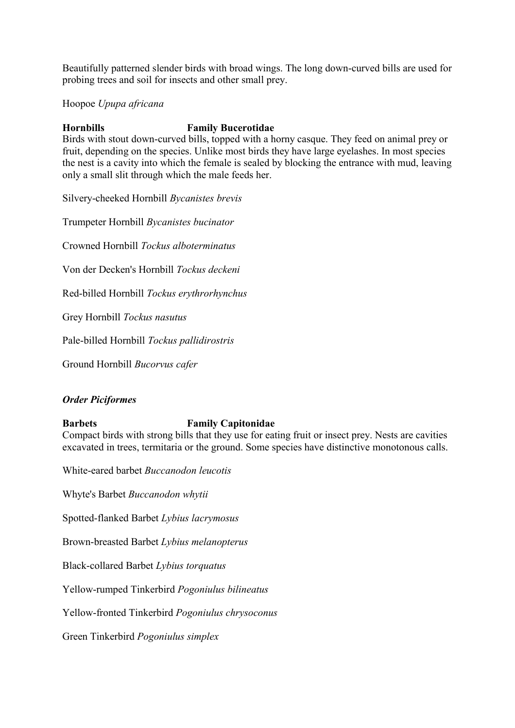Beautifully patterned slender birds with broad wings. The long down-curved bills are used for probing trees and soil for insects and other small prey.

Hoopoe *Upupa africana*

**Hornbills** **Family Bucerotidae**

Birds with stout down-curved bills, topped with a horny casque. They feed on animal prey or fruit, depending on the species. Unlike most birds they have large eyelashes. In most species the nest is a cavity into which the female is sealed by blocking the entrance with mud, leaving only a small slit through which the male feeds her.

Silvery-cheeked Hornbill *Bycanistes brevis*

Trumpeter Hornbill *Bycanistes bucinator*

Crowned Hornbill *Tockus alboterminatus*

Von der Decken's Hornbill *Tockus deckeni*

Red-billed Hornbill *Tockus erythrorhynchus*

Grey Hornbill *Tockus nasutus*

Pale-billed Hornbill *Tockus pallidirostris*

Ground Hornbill *Bucorvus cafer*

***Order Piciformes***

**Barbets** **Family Capitonidae**

Compact birds with strong bills that they use for eating fruit or insect prey. Nests are cavities excavated in trees, termitaria or the ground. Some species have distinctive monotonous calls.

White-eared barbet *Buccanodon leucotis*

Whyte's Barbet *Buccanodon whytii*

Spotted-flanked Barbet *Lybius lacrymosus*

Brown-breasted Barbet *Lybius melanopterus*

Black-collared Barbet *Lybius torquatus*

Yellow-rumped Tinkerbird *Pogoniulus bilineatus*

Yellow-fronted Tinkerbird *Pogoniulus chrysoconus*

Green Tinkerbird *Pogoniulus simplex*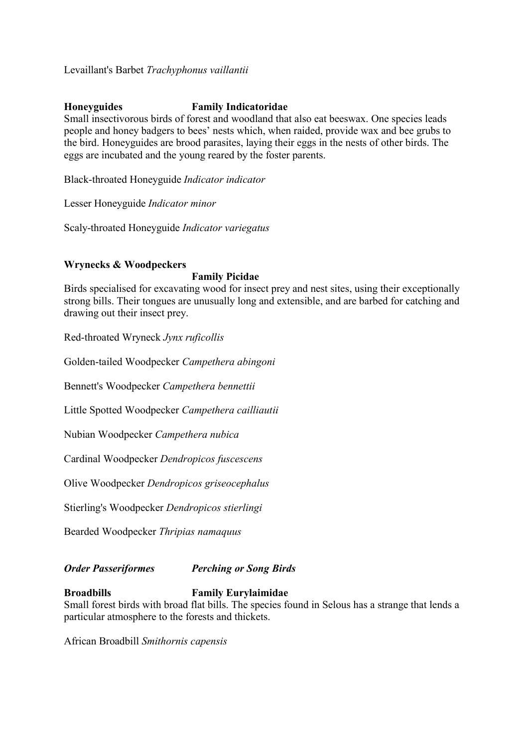Levaillant's Barbet *Trachyphonus vaillantii*

**Honeyguides** **Family Indicatoridae**

Small insectivorous birds of forest and woodland that also eat beeswax. One species leads people and honey badgers to bees' nests which, when raided, provide wax and bee grubs to the bird. Honeyguides are brood parasites, laying their eggs in the nests of other birds. The eggs are incubated and the young reared by the foster parents.

Black-throated Honeyguide *Indicator indicator*

Lesser Honeyguide *Indicator minor*

Scaly-throated Honeyguide *Indicator variegatus*

**Wrynecks & Woodpeckers**
**Family Picidae**

Birds specialised for excavating wood for insect prey and nest sites, using their exceptionally strong bills. Their tongues are unusually long and extensible, and are barbed for catching and drawing out their insect prey.

Red-throated Wryneck *Jynx ruficollis*

Golden-tailed Woodpecker *Campethera abingoni*

Bennett's Woodpecker *Campethera bennettii*

Little Spotted Woodpecker *Campethera cailliautii*

Nubian Woodpecker *Campethera nubica*

Cardinal Woodpecker *Dendropicos fuscescens*

Olive Woodpecker *Dendropicos griseocephalus*

Stierling's Woodpecker *Dendropicos stierlingi*

Bearded Woodpecker *Thripias namaquus*

***Order Passeriformes*** ***Perching or Song Birds***

**Broadbills** **Family Eurylaimidae**

Small forest birds with broad flat bills. The species found in Selous has a strange that lends a particular atmosphere to the forests and thickets.

African Broadbill *Smithornis capensis*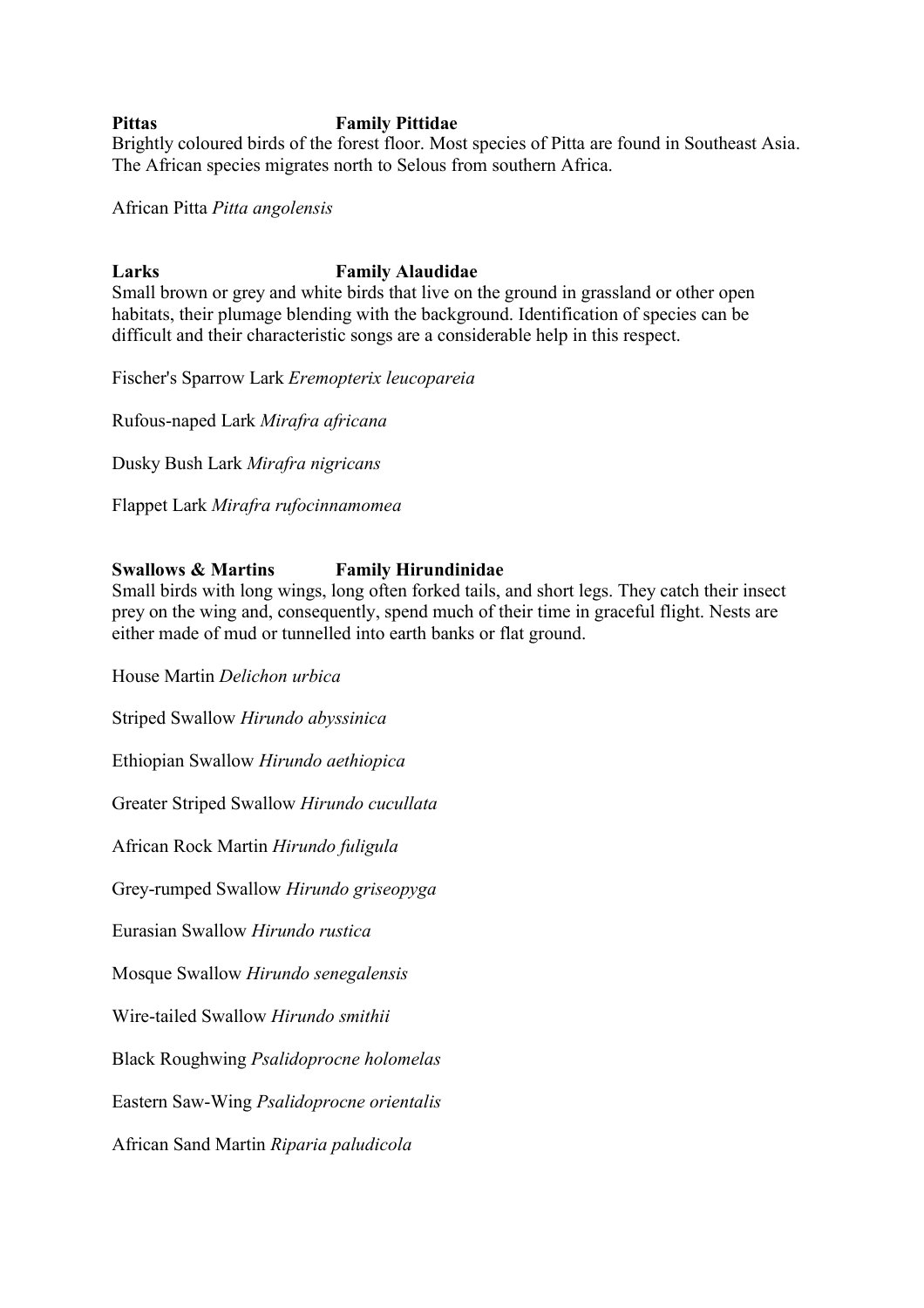**Pittas** **Family Pittidae**

Brightly coloured birds of the forest floor. Most species of Pitta are found in Southeast Asia. The African species migrates north to Selous from southern Africa.

African Pitta *Pitta angolensis*

**Larks** **Family Alaudidae**

Small brown or grey and white birds that live on the ground in grassland or other open habitats, their plumage blending with the background. Identification of species can be difficult and their characteristic songs are a considerable help in this respect.

Fischer's Sparrow Lark *Eremopterix leucopareia*

Rufous-naped Lark *Mirafra africana*

Dusky Bush Lark *Mirafra nigricans*

Flappet Lark *Mirafra rufocinnamomea*

**Swallows & Martins** **Family Hirundinidae**

Small birds with long wings, long often forked tails, and short legs. They catch their insect prey on the wing and, consequently, spend much of their time in graceful flight. Nests are either made of mud or tunnelled into earth banks or flat ground.

House Martin *Delichon urbica*

Striped Swallow *Hirundo abyssinica*

Ethiopian Swallow *Hirundo aethiopica*

Greater Striped Swallow *Hirundo cucullata*

African Rock Martin *Hirundo fuligula*

Grey-rumped Swallow *Hirundo griseopyga*

Eurasian Swallow *Hirundo rustica*

Mosque Swallow *Hirundo senegalensis*

Wire-tailed Swallow *Hirundo smithii*

Black Roughwing *Psalidoprocne holomelas*

Eastern Saw-Wing *Psalidoprocne orientalis*

African Sand Martin *Riparia paludicola*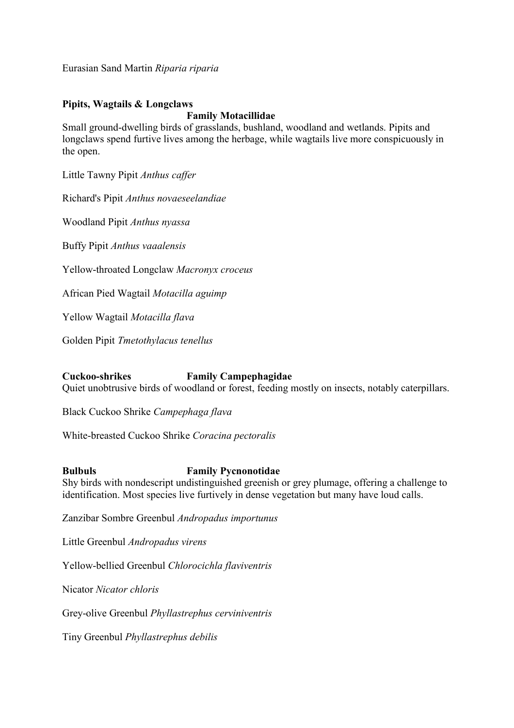Eurasian Sand Martin *Riparia riparia*

## Pipits, Wagtails & Longclaws

**Family Motacillidae**

Small ground-dwelling birds of grasslands, bushland, woodland and wetlands. Pipits and longclaws spend furtive lives among the herbage, while wagtails live more conspicuously in the open.

Little Tawny Pipit *Anthus caffer*

Richard's Pipit *Anthus novaeseelandiae*

Woodland Pipit *Anthus nyassa*

Buffy Pipit *Anthus vaaalensis*

Yellow-throated Longclaw *Macronyx croceus*

African Pied Wagtail *Motacilla aguimp*

Yellow Wagtail *Motacilla flava*

Golden Pipit *Tmetothylacus tenellus*

## Cuckoo-shrikes Family Campephagidae

Quiet unobtrusive birds of woodland or forest, feeding mostly on insects, notably caterpillars.

Black Cuckoo Shrike *Campephaga flava*

White-breasted Cuckoo Shrike *Coracina pectoralis*

## Bulbuls Family Pycnonotidae

Shy birds with nondescript undistinguished greenish or grey plumage, offering a challenge to identification. Most species live furtively in dense vegetation but many have loud calls.

Zanzibar Sombre Greenbul *Andropadus importunus*

Little Greenbul *Andropadus virens*

Yellow-bellied Greenbul *Chlorocichla flaviventris*

Nicator *Nicator chloris*

Grey-olive Greenbul *Phyllastrephus cerviniventris*

Tiny Greenbul *Phyllastrephus debilis*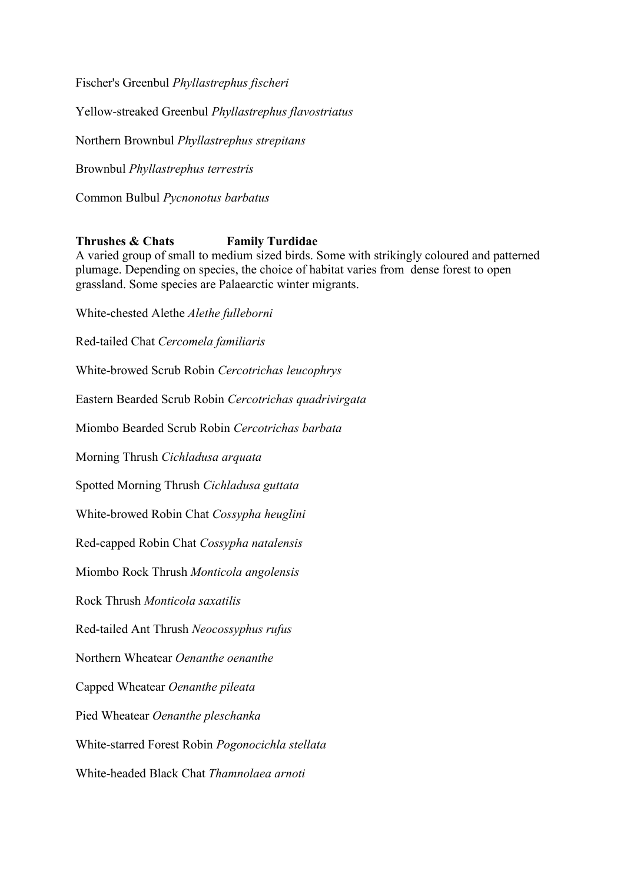Fischer's Greenbul *Phyllastrephus fischeri*

Yellow-streaked Greenbul *Phyllastrephus flavostriatus*

Northern Brownbul *Phyllastrephus strepitans*

Brownbul *Phyllastrephus terrestris*

Common Bulbul *Pycnonotus barbatus*

**Thrushes & Chats Family Turdidae**

A varied group of small to medium sized birds. Some with strikingly coloured and patterned plumage. Depending on species, the choice of habitat varies from dense forest to open grassland. Some species are Palaearctic winter migrants.

White-chested Alethe *Alethe fulleborni*

Red-tailed Chat *Cercomela familiaris*

White-browed Scrub Robin *Cercotrichas leucophrys*

Eastern Bearded Scrub Robin *Cercotrichas quadrivirgata*

Miombo Bearded Scrub Robin *Cercotrichas barbata*

Morning Thrush *Cichladusa arquata*

Spotted Morning Thrush *Cichladusa guttata*

White-browed Robin Chat *Cossypha heuglini*

Red-capped Robin Chat *Cossypha natalensis*

Miombo Rock Thrush *Monticola angolensis*

Rock Thrush *Monticola saxatilis*

Red-tailed Ant Thrush *Neocossyphus rufus*

Northern Wheatear *Oenanthe oenanthe*

Capped Wheatear *Oenanthe pileata*

Pied Wheatear *Oenanthe pleschanka*

White-starred Forest Robin *Pogonocichla stellata*

White-headed Black Chat *Thamnolaea arnoti*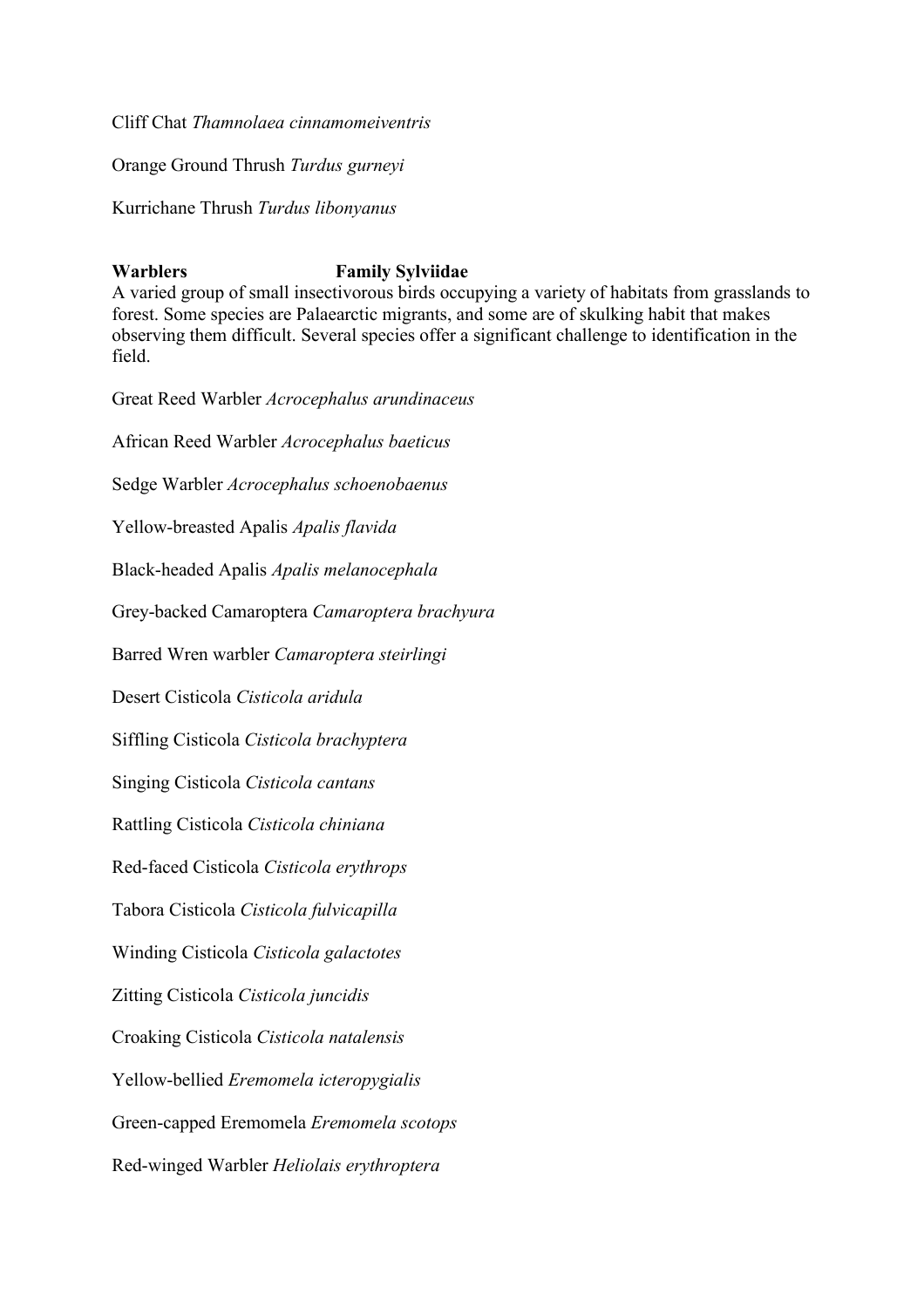Cliff Chat *Thamnolaea cinnamomeiventris*

Orange Ground Thrush *Turdus gurneyi*

Kurrichane Thrush *Turdus libonyanus*

**Warblers** **Family Sylviidae**

A varied group of small insectivorous birds occupying a variety of habitats from grasslands to forest. Some species are Palaearctic migrants, and some are of skulking habit that makes observing them difficult. Several species offer a significant challenge to identification in the field.

Great Reed Warbler *Acrocephalus arundinaceus*

African Reed Warbler *Acrocephalus baeticus*

Sedge Warbler *Acrocephalus schoenobaenus*

Yellow-breasted Apalis *Apalis flavida*

Black-headed Apalis *Apalis melanocephala*

Grey-backed Camaroptera *Camaroptera brachyura*

Barred Wren warbler *Camaroptera steirlingi*

Desert Cisticola *Cisticola aridula*

Siffling Cisticola *Cisticola brachyptera*

Singing Cisticola *Cisticola cantans*

Rattling Cisticola *Cisticola chiniana*

Red-faced Cisticola *Cisticola erythrops*

Tabora Cisticola *Cisticola fulvicapilla*

Winding Cisticola *Cisticola galactotes*

Zitting Cisticola *Cisticola juncidis*

Croaking Cisticola *Cisticola natalensis*

Yellow-bellied *Eremomela icteropygialis*

Green-capped Eremomela *Eremomela scotops*

Red-winged Warbler *Heliolais erythroptera*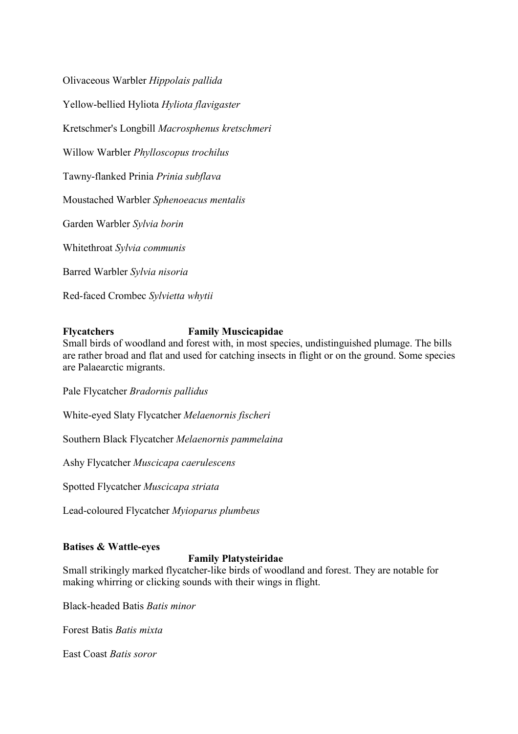Olivaceous Warbler *Hippolais pallida*

Yellow-bellied Hyliota *Hyliota flavigaster*

Kretschmer's Longbill *Macrosphenus kretschmeri*

Willow Warbler *Phylloscopus trochilus*

Tawny-flanked Prinia *Prinia subflava*

Moustached Warbler *Sphenoeacus mentalis*

Garden Warbler *Sylvia borin*

Whitethroat *Sylvia communis*

Barred Warbler *Sylvia nisoria*

Red-faced Crombec *Sylvietta whytii*

**Flycatchers Family Muscicapidae**

Small birds of woodland and forest with, in most species, undistinguished plumage. The bills are rather broad and flat and used for catching insects in flight or on the ground. Some species are Palaearctic migrants.

Pale Flycatcher *Bradornis pallidus*

White-eyed Slaty Flycatcher *Melaenornis fischeri*

Southern Black Flycatcher *Melaenornis pammelaina*

Ashy Flycatcher *Muscicapa caerulescens*

Spotted Flycatcher *Muscicapa striata*

Lead-coloured Flycatcher *Myioparus plumbeus*

**Batises & Wattle-eyes Family Platysteiridae**

Small strikingly marked flycatcher-like birds of woodland and forest. They are notable for making whirring or clicking sounds with their wings in flight.

Black-headed Batis *Batis minor*

Forest Batis *Batis mixta*

East Coast *Batis soror*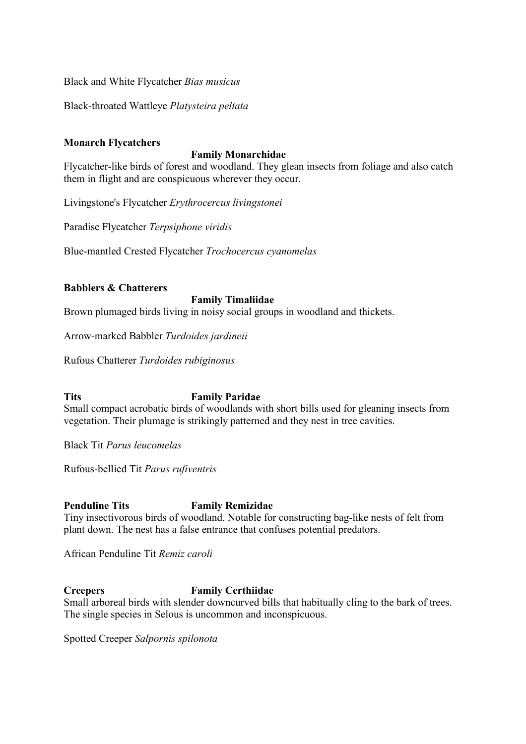Black and White Flycatcher *Bias musicus*

Black-throated Wattleye *Platysteira peltata*

**Monarch Flycatchers** **Family Monarchidae**

Flycatcher-like birds of forest and woodland. They glean insects from foliage and also catch them in flight and are conspicuous wherever they occur.

Livingstone's Flycatcher *Erythrocercus livingstonei*

Paradise Flycatcher *Terpsiphone viridis*

Blue-mantled Crested Flycatcher *Trochocercus cyanomelas*

**Babblers & Chatterers** **Family Timaliidae**

Brown plumaged birds living in noisy social groups in woodland and thickets.

Arrow-marked Babbler *Turdoides jardineii*

Rufous Chatterer *Turdoides rubiginosus*

**Tits** **Family Paridae**

Small compact acrobatic birds of woodlands with short bills used for gleaning insects from vegetation. Their plumage is strikingly patterned and they nest in tree cavities.

Black Tit *Parus leucomelas*

Rufous-bellied Tit *Parus rufiventris*

**Penduline Tits** **Family Remizidae**

Tiny insectivorous birds of woodland. Notable for constructing bag-like nests of felt from plant down. The nest has a false entrance that confuses potential predators.

African Penduline Tit *Remiz caroli*

**Creepers** **Family Certhiidae**

Small arboreal birds with slender downcurved bills that habitually cling to the bark of trees. The single species in Selous is uncommon and inconspicuous.

Spotted Creeper *Salpornis spilonota*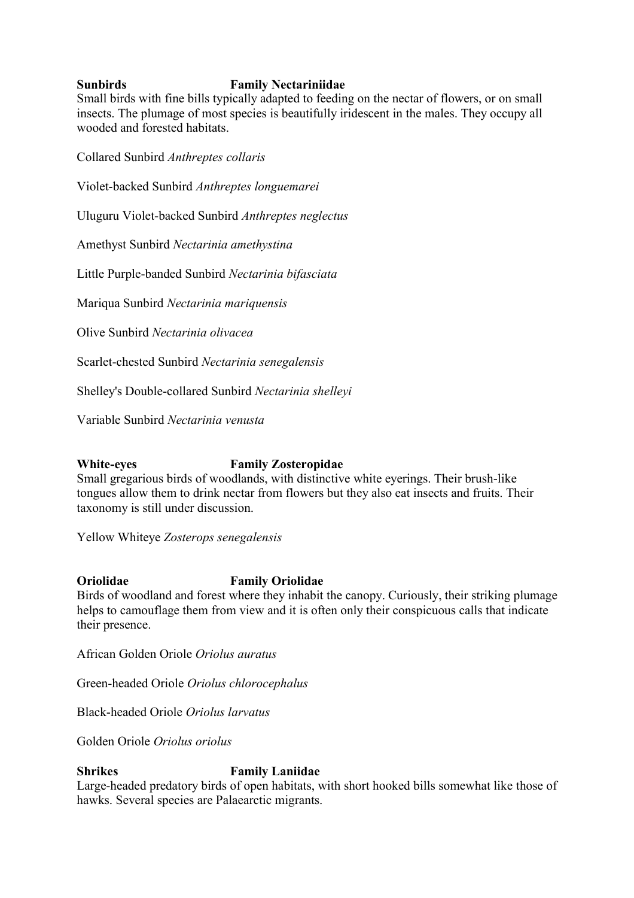**Sunbirds** **Family Nectariniidae**

Small birds with fine bills typically adapted to feeding on the nectar of flowers, or on small insects. The plumage of most species is beautifully iridescent in the males. They occupy all wooded and forested habitats.

Collared Sunbird *Anthreptes collaris*

Violet-backed Sunbird *Anthreptes longuemarei*

Uluguru Violet-backed Sunbird *Anthreptes neglectus*

Amethyst Sunbird *Nectarinia amethystina*

Little Purple-banded Sunbird *Nectarinia bifasciata*

Mariqua Sunbird *Nectarinia mariquensis*

Olive Sunbird *Nectarinia olivacea*

Scarlet-chested Sunbird *Nectarinia senegalensis*

Shelley's Double-collared Sunbird *Nectarinia shelleyi*

Variable Sunbird *Nectarinia venusta*

**White-eyes** **Family Zosteropidae**

Small gregarious birds of woodlands, with distinctive white eyerings. Their brush-like tongues allow them to drink nectar from flowers but they also eat insects and fruits. Their taxonomy is still under discussion.

Yellow Whiteye *Zosterops senegalensis*

**Oriolidae** **Family Oriolidae**

Birds of woodland and forest where they inhabit the canopy. Curiously, their striking plumage helps to camouflage them from view and it is often only their conspicuous calls that indicate their presence.

African Golden Oriole *Oriolus auratus*

Green-headed Oriole *Oriolus chlorocephalus*

Black-headed Oriole *Oriolus larvatus*

Golden Oriole *Oriolus oriolus*

**Shrikes** **Family Laniidae**

Large-headed predatory birds of open habitats, with short hooked bills somewhat like those of hawks. Several species are Palaearctic migrants.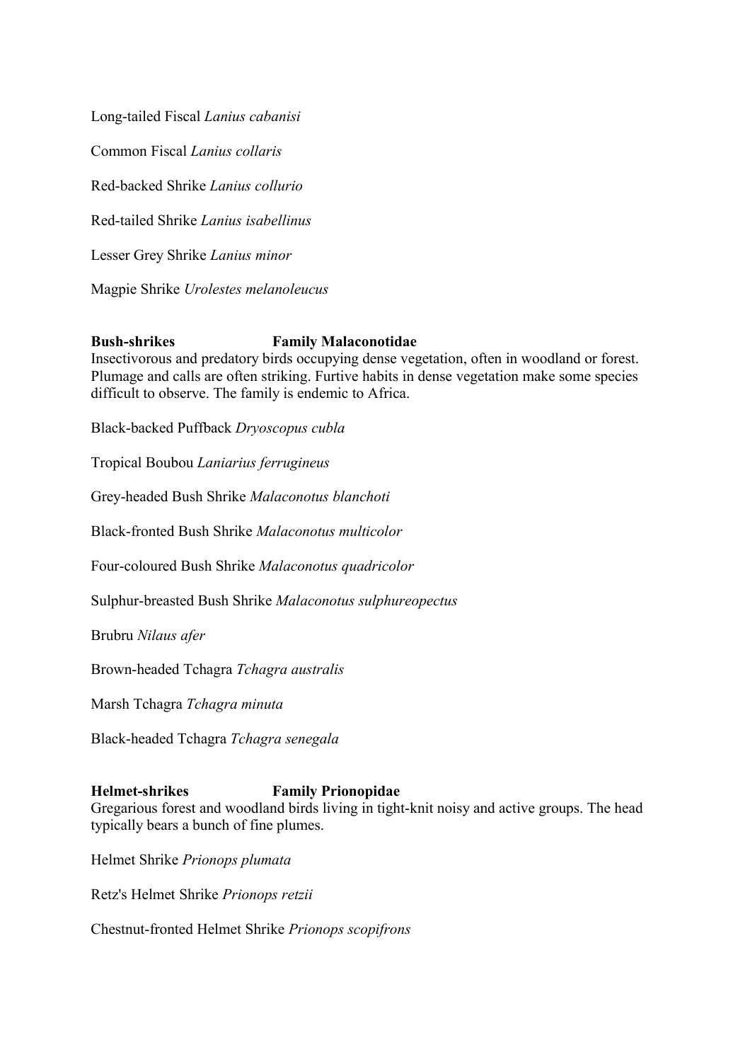Long-tailed Fiscal *Lanius cabanisi*

Common Fiscal *Lanius collaris*

Red-backed Shrike *Lanius collurio*

Red-tailed Shrike *Lanius isabellinus*

Lesser Grey Shrike *Lanius minor*

Magpie Shrike *Urolestes melanoleucus*

**Bush-shrikes Family Malaconotidae**

Insectivorous and predatory birds occupying dense vegetation, often in woodland or forest. Plumage and calls are often striking. Furtive habits in dense vegetation make some species difficult to observe. The family is endemic to Africa.

Black-backed Puffback *Dryoscopus cubla*

Tropical Boubou *Laniarius ferrugineus*

Grey-headed Bush Shrike *Malaconotus blanchoti*

Black-fronted Bush Shrike *Malaconotus multicolor*

Four-coloured Bush Shrike *Malaconotus quadricolor*

Sulphur-breasted Bush Shrike *Malaconotus sulphureopectus*

Brubru *Nilaus afer*

Brown-headed Tchagra *Tchagra australis*

Marsh Tchagra *Tchagra minuta*

Black-headed Tchagra *Tchagra senegala*

**Helmet-shrikes Family Prionopidae**

Gregarious forest and woodland birds living in tight-knit noisy and active groups. The head typically bears a bunch of fine plumes.

Helmet Shrike *Prionops plumata*

Retz's Helmet Shrike *Prionops retzii*

Chestnut-fronted Helmet Shrike *Prionops scopifrons*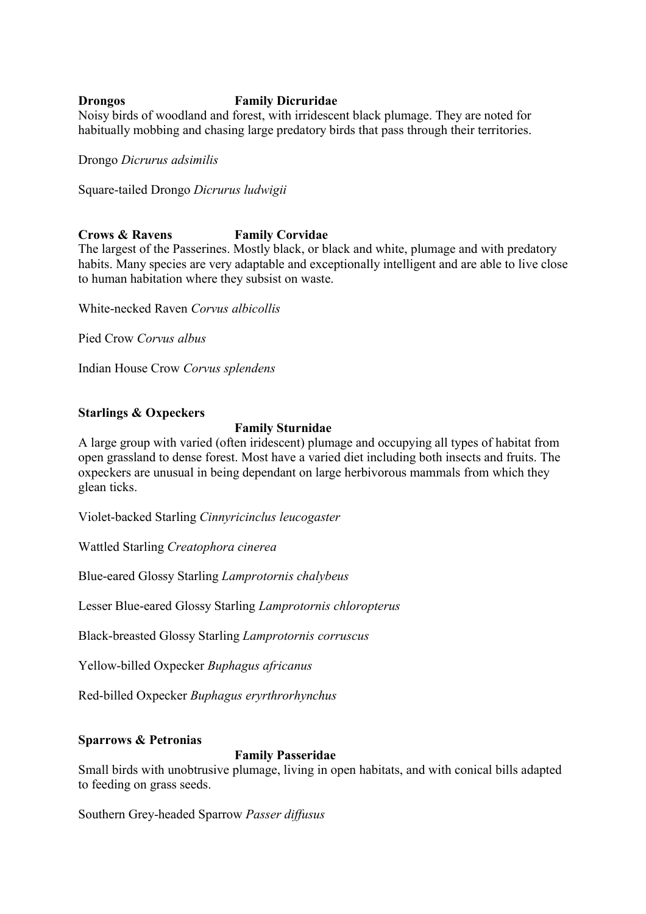**Drongos** **Family Dicruridae**

Noisy birds of woodland and forest, with irridescent black plumage. They are noted for habitually mobbing and chasing large predatory birds that pass through their territories.

Drongo *Dicrurus adsimilis*

Square-tailed Drongo *Dicrurus ludwigii*

**Crows & Ravens** **Family Corvidae**

The largest of the Passerines. Mostly black, or black and white, plumage and with predatory habits. Many species are very adaptable and exceptionally intelligent and are able to live close to human habitation where they subsist on waste.

White-necked Raven *Corvus albicollis*

Pied Crow *Corvus albus*

Indian House Crow *Corvus splendens*

**Starlings & Oxpeckers**

**Family Sturnidae**

A large group with varied (often iridescent) plumage and occupying all types of habitat from open grassland to dense forest. Most have a varied diet including both insects and fruits. The oxpeckers are unusual in being dependant on large herbivorous mammals from which they glean ticks.

Violet-backed Starling *Cinnyricinclus leucogaster*

Wattled Starling *Creatophora cinerea*

Blue-eared Glossy Starling *Lamprotornis chalybeus*

Lesser Blue-eared Glossy Starling *Lamprotornis chloropterus*

Black-breasted Glossy Starling *Lamprotornis corruscus*

Yellow-billed Oxpecker *Buphagus africanus*

Red-billed Oxpecker *Buphagus eryrthrorhynchus*

**Sparrows & Petronias**

**Family Passeridae**

Small birds with unobtrusive plumage, living in open habitats, and with conical bills adapted to feeding on grass seeds.

Southern Grey-headed Sparrow *Passer diffusus*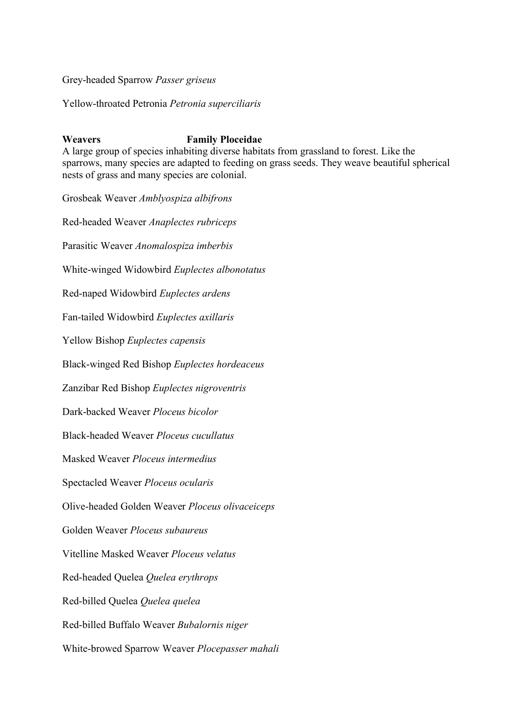Grey-headed Sparrow *Passer griseus*

Yellow-throated Petronia *Petronia superciliaris*

**Weavers** **Family Ploceidae**

A large group of species inhabiting diverse habitats from grassland to forest. Like the sparrows, many species are adapted to feeding on grass seeds. They weave beautiful spherical nests of grass and many species are colonial.

Grosbeak Weaver *Amblyospiza albifrons*

Red-headed Weaver *Anaplectes rubriceps*

Parasitic Weaver *Anomalospiza imberbis*

White-winged Widowbird *Euplectes albonotatus*

Red-naped Widowbird *Euplectes ardens*

Fan-tailed Widowbird *Euplectes axillaris*

Yellow Bishop *Euplectes capensis*

Black-winged Red Bishop *Euplectes hordeaceus*

Zanzibar Red Bishop *Euplectes nigroventris*

Dark-backed Weaver *Ploceus bicolor*

Black-headed Weaver *Ploceus cucullatus*

Masked Weaver *Ploceus intermedius*

Spectacled Weaver *Ploceus ocularis*

Olive-headed Golden Weaver *Ploceus olivaceiceps*

Golden Weaver *Ploceus subaureus*

Vitelline Masked Weaver *Ploceus velatus*

Red-headed Quelea *Quelea erythrops*

Red-billed Quelea *Quelea quelea*

Red-billed Buffalo Weaver *Bubalornis niger*

White-browed Sparrow Weaver *Plocepasser mahali*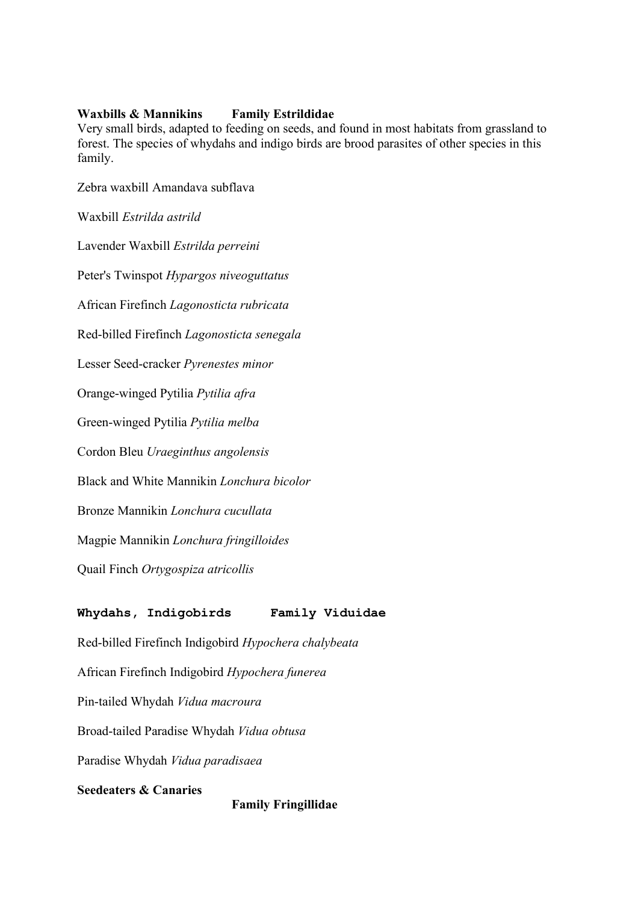**Waxbills & Mannikins Family Estrildidae**

Very small birds, adapted to feeding on seeds, and found in most habitats from grassland to forest. The species of whydahs and indigo birds are brood parasites of other species in this family.

Zebra waxbill Amandava subflava

Waxbill *Estrilda astrild*

Lavender Waxbill *Estrilda perreini*

Peter's Twinspot *Hypargos niveoguttatus*

African Firefinch *Lagonosticta rubricata*

Red-billed Firefinch *Lagonosticta senegala*

Lesser Seed-cracker *Pyrenestes minor*

Orange-winged Pytilia *Pytilia afra*

Green-winged Pytilia *Pytilia melba*

Cordon Bleu *Uraeginthus angolensis*

Black and White Mannikin *Lonchura bicolor*

Bronze Mannikin *Lonchura cucullata*

Magpie Mannikin *Lonchura fringilloides*

Quail Finch *Ortygospiza atricollis*

**Whydahs, Indigobirds Family Viduidae**

Red-billed Firefinch Indigobird *Hypochera chalybeata*

African Firefinch Indigobird *Hypochera funerea*

Pin-tailed Whydah *Vidua macroura*

Broad-tailed Paradise Whydah *Vidua obtusa*

Paradise Whydah *Vidua paradisaea*

**Seedeaters & Canaries**

**Family Fringillidae**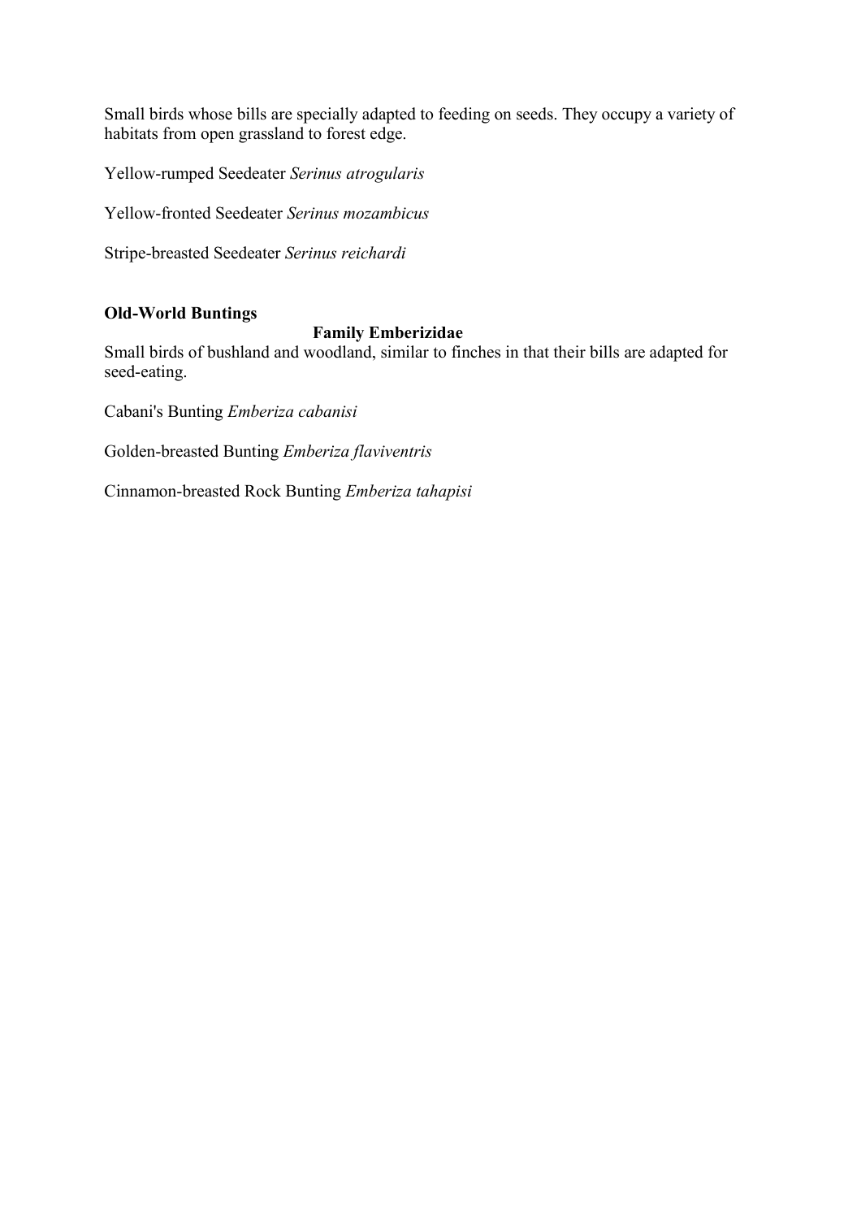Small birds whose bills are specially adapted to feeding on seeds. They occupy a variety of habitats from open grassland to forest edge.

Yellow-rumped Seedeater *Serinus atrogularis*

Yellow-fronted Seedeater *Serinus mozambicus*

Stripe-breasted Seedeater *Serinus reichardi*

## Old-World Buntings

**Family Emberizidae**

Small birds of bushland and woodland, similar to finches in that their bills are adapted for seed-eating.

Cabani's Bunting *Emberiza cabanisi*

Golden-breasted Bunting *Emberiza flaviventris*

Cinnamon-breasted Rock Bunting *Emberiza tahapisi*